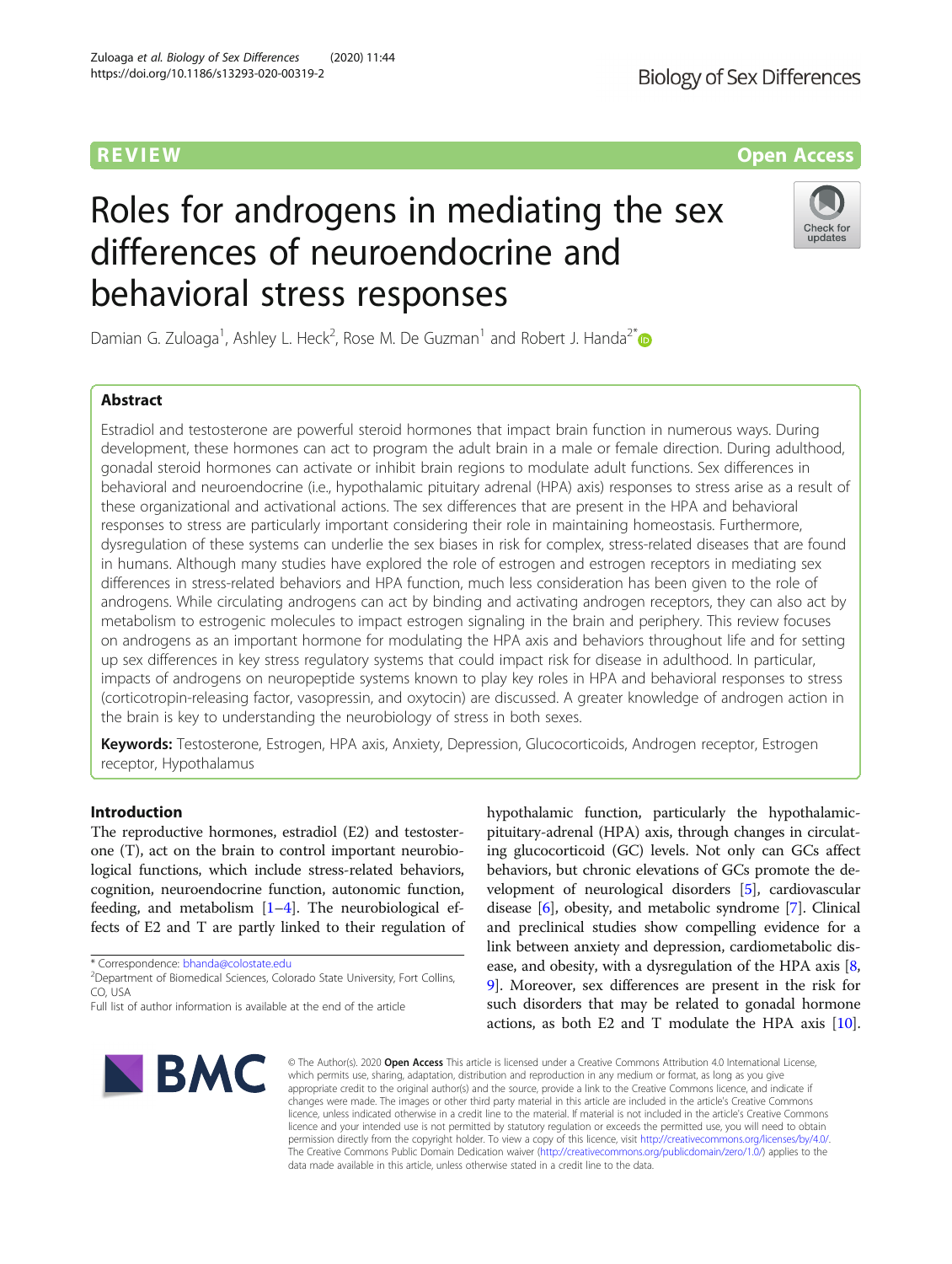REVIEW

Open Access

# Roles for androgens in mediating the sex differences of neuroendocrine and behavioral stress responses

Damian G. Zuloaga[1], Ashley L. Heck[2], Rose M. De Guzman[1] and Robert J. Handa[2*]

## Abstract

Estradiol and testosterone are powerful steroid hormones that impact brain function in numerous ways. During development, these hormones can act to program the adult brain in a male or female direction. During adulthood, gonadal steroid hormones can activate or inhibit brain regions to modulate adult functions. Sex differences in behavioral and neuroendocrine (i.e., hypothalamic pituitary adrenal (HPA) axis) responses to stress arise as a result of these organizational and activational actions. The sex differences that are present in the HPA and behavioral responses to stress are particularly important considering their role in maintaining homeostasis. Furthermore, dysregulation of these systems can underlie the sex biases in risk for complex, stress-related diseases that are found in humans. Although many studies have explored the role of estrogen and estrogen receptors in mediating sex differences in stress-related behaviors and HPA function, much less consideration has been given to the role of androgens. While circulating androgens can act by binding and activating androgen receptors, they can also act by metabolism to estrogenic molecules to impact estrogen signaling in the brain and periphery. This review focuses on androgens as an important hormone for modulating the HPA axis and behaviors throughout life and for setting up sex differences in key stress regulatory systems that could impact risk for disease in adulthood. In particular, impacts of androgens on neuropeptide systems known to play key roles in HPA and behavioral responses to stress (corticotropin-releasing factor, vasopressin, and oxytocin) are discussed. A greater knowledge of androgen action in the brain is key to understanding the neurobiology of stress in both sexes.

**Keywords:** Testosterone, Estrogen, HPA axis, Anxiety, Depression, Glucocorticoids, Androgen receptor, Estrogen receptor, Hypothalamus

## Introduction

The reproductive hormones, estradiol (E2) and testosterone (T), act on the brain to control important neurobiological functions, which include stress-related behaviors, cognition, neuroendocrine function, autonomic function, feeding, and metabolism [1–4]. The neurobiological effects of E2 and T are partly linked to their regulation of hypothalamic function, particularly the hypothalamic-pituitary-adrenal (HPA) axis, through changes in circulating glucocorticoid (GC) levels. Not only can GCs affect behaviors, but chronic elevations of GCs promote the development of neurological disorders [5], cardiovascular disease [6], obesity, and metabolic syndrome [7]. Clinical and preclinical studies show compelling evidence for a link between anxiety and depression, cardiometabolic disease, and obesity, with a dysregulation of the HPA axis [8, 9]. Moreover, sex differences are present in the risk for such disorders that may be related to gonadal hormone actions, as both E2 and T modulate the HPA axis [10].

* Correspondence: bhanda@colostate.edu
[2]Department of Biomedical Sciences, Colorado State University, Fort Collins, CO, USA
Full list of author information is available at the end of the article

© The Author(s). 2020 **Open Access** This article is licensed under a Creative Commons Attribution 4.0 International License, which permits use, sharing, adaptation, distribution and reproduction in any medium or format, as long as you give appropriate credit to the original author(s) and the source, provide a link to the Creative Commons licence, and indicate if changes were made. The images or other third party material in this article are included in the article's Creative Commons licence, unless indicated otherwise in a credit line to the material. If material is not included in the article's Creative Commons licence and your intended use is not permitted by statutory regulation or exceeds the permitted use, you will need to obtain permission directly from the copyright holder. To view a copy of this licence, visit http://creativecommons.org/licenses/by/4.0/. The Creative Commons Public Domain Dedication waiver (http://creativecommons.org/publicdomain/zero/1.0/) applies to the data made available in this article, unless otherwise stated in a credit line to the data.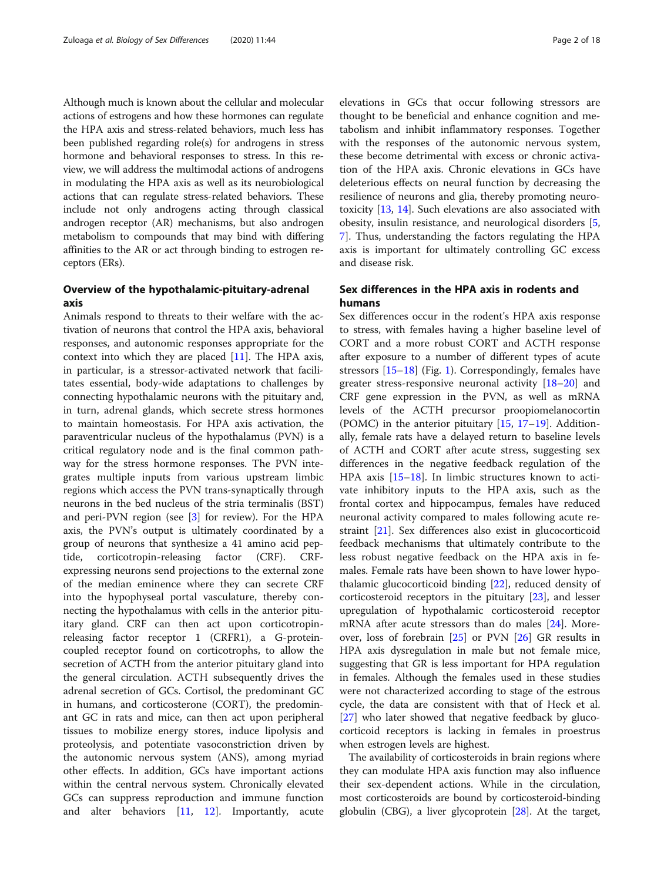Although much is known about the cellular and molecular actions of estrogens and how these hormones can regulate the HPA axis and stress-related behaviors, much less has been published regarding role(s) for androgens in stress hormone and behavioral responses to stress. In this review, we will address the multimodal actions of androgens in modulating the HPA axis as well as its neurobiological actions that can regulate stress-related behaviors. These include not only androgens acting through classical androgen receptor (AR) mechanisms, but also androgen metabolism to compounds that may bind with differing affinities to the AR or act through binding to estrogen receptors (ERs).

## Overview of the hypothalamic-pituitary-adrenal axis

Animals respond to threats to their welfare with the activation of neurons that control the HPA axis, behavioral responses, and autonomic responses appropriate for the context into which they are placed [11]. The HPA axis, in particular, is a stressor-activated network that facilitates essential, body-wide adaptations to challenges by connecting hypothalamic neurons with the pituitary and, in turn, adrenal glands, which secrete stress hormones to maintain homeostasis. For HPA axis activation, the paraventricular nucleus of the hypothalamus (PVN) is a critical regulatory node and is the final common pathway for the stress hormone responses. The PVN integrates multiple inputs from various upstream limbic regions which access the PVN trans-synaptically through neurons in the bed nucleus of the stria terminalis (BST) and peri-PVN region (see [3] for review). For the HPA axis, the PVN's output is ultimately coordinated by a group of neurons that synthesize a 41 amino acid peptide, corticotropin-releasing factor (CRF). CRF-expressing neurons send projections to the external zone of the median eminence where they can secrete CRF into the hypophyseal portal vasculature, thereby connecting the hypothalamus with cells in the anterior pituitary gland. CRF can then act upon corticotropin-releasing factor receptor 1 (CRFR1), a G-protein-coupled receptor found on corticotrophs, to allow the secretion of ACTH from the anterior pituitary gland into the general circulation. ACTH subsequently drives the adrenal secretion of GCs. Cortisol, the predominant GC in humans, and corticosterone (CORT), the predominant GC in rats and mice, can then act upon peripheral tissues to mobilize energy stores, induce lipolysis and proteolysis, and potentiate vasoconstriction driven by the autonomic nervous system (ANS), among myriad other effects. In addition, GCs have important actions within the central nervous system. Chronically elevated GCs can suppress reproduction and immune function and alter behaviors [11, 12]. Importantly, acute elevations in GCs that occur following stressors are thought to be beneficial and enhance cognition and metabolism and inhibit inflammatory responses. Together with the responses of the autonomic nervous system, these become detrimental with excess or chronic activation of the HPA axis. Chronic elevations in GCs have deleterious effects on neural function by decreasing the resilience of neurons and glia, thereby promoting neurotoxicity [13, 14]. Such elevations are also associated with obesity, insulin resistance, and neurological disorders [5, 7]. Thus, understanding the factors regulating the HPA axis is important for ultimately controlling GC excess and disease risk.

## Sex differences in the HPA axis in rodents and humans

Sex differences occur in the rodent's HPA axis response to stress, with females having a higher baseline level of CORT and a more robust CORT and ACTH response after exposure to a number of different types of acute stressors [15–18] (Fig. 1). Correspondingly, females have greater stress-responsive neuronal activity [18–20] and CRF gene expression in the PVN, as well as mRNA levels of the ACTH precursor proopiomelanocortin (POMC) in the anterior pituitary [15, 17–19]. Additionally, female rats have a delayed return to baseline levels of ACTH and CORT after acute stress, suggesting sex differences in the negative feedback regulation of the HPA axis [15–18]. In limbic structures known to activate inhibitory inputs to the HPA axis, such as the frontal cortex and hippocampus, females have reduced neuronal activity compared to males following acute restraint [21]. Sex differences also exist in glucocorticoid feedback mechanisms that ultimately contribute to the less robust negative feedback on the HPA axis in females. Female rats have been shown to have lower hypothalamic glucocorticoid binding [22], reduced density of corticosteroid receptors in the pituitary [23], and lesser upregulation of hypothalamic corticosteroid receptor mRNA after acute stressors than do males [24]. Moreover, loss of forebrain [25] or PVN [26] GR results in HPA axis dysregulation in male but not female mice, suggesting that GR is less important for HPA regulation in females. Although the females used in these studies were not characterized according to stage of the estrous cycle, the data are consistent with that of Heck et al. [27] who later showed that negative feedback by glucocorticoid receptors is lacking in females in proestrus when estrogen levels are highest.

The availability of corticosteroids in brain regions where they can modulate HPA axis function may also influence their sex-dependent actions. While in the circulation, most corticosteroids are bound by corticosteroid-binding globulin (CBG), a liver glycoprotein [28]. At the target,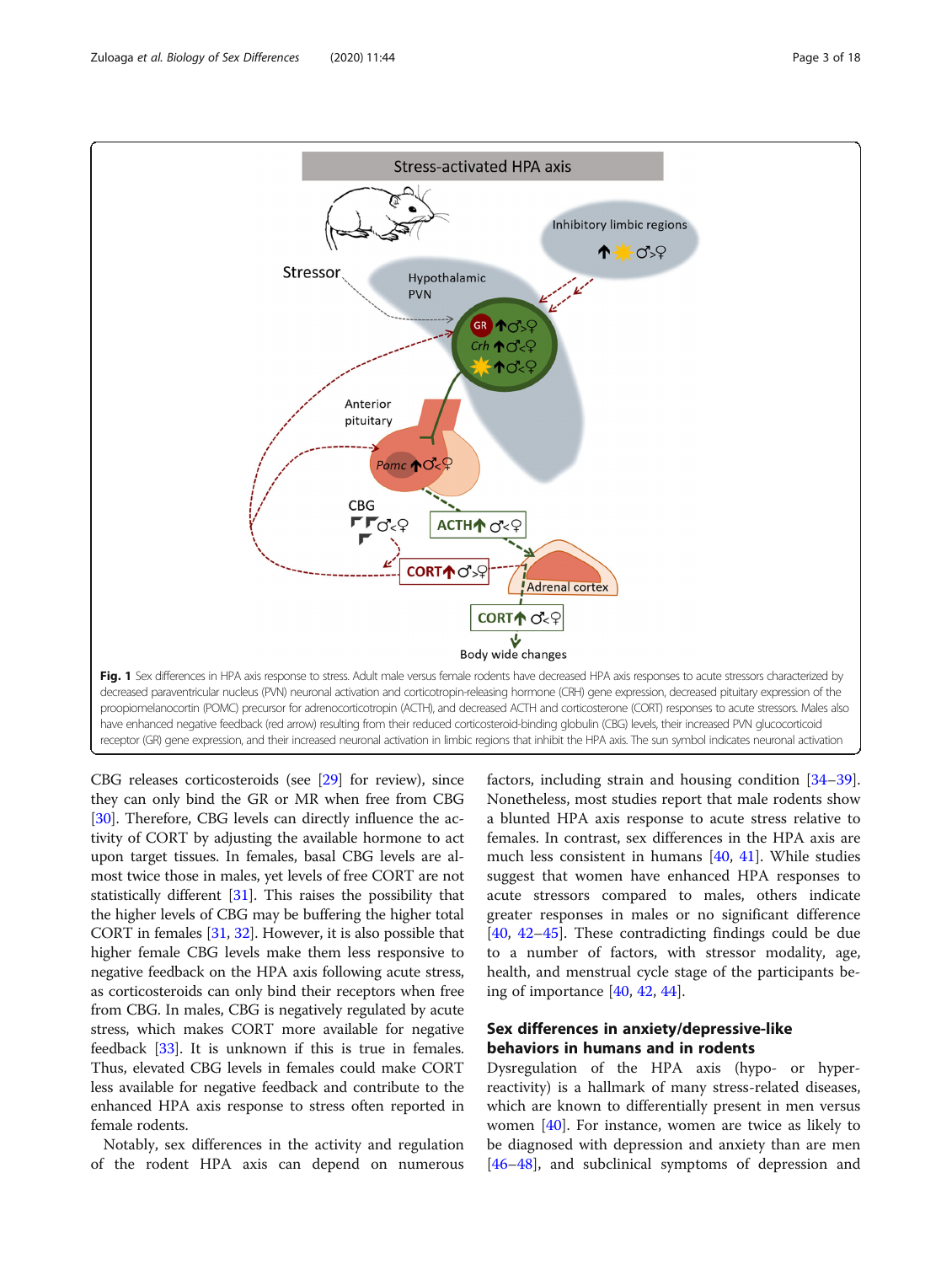**Fig. 1** Sex differences in HPA axis response to stress. Adult male versus female rodents have decreased HPA axis responses to acute stressors characterized by decreased paraventricular nucleus (PVN) neuronal activation and corticotropin-releasing hormone (CRH) gene expression, decreased pituitary expression of the proopiomelanocortin (POMC) precursor for adrenocorticotropin (ACTH), and decreased ACTH and corticosterone (CORT) responses to acute stressors. Males also have enhanced negative feedback (red arrow) resulting from their reduced corticosteroid-binding globulin (CBG) levels, their increased PVN glucocorticoid receptor (GR) gene expression, and their increased neuronal activation in limbic regions that inhibit the HPA axis. The sun symbol indicates neuronal activation

CBG releases corticosteroids (see [29] for review), since they can only bind the GR or MR when free from CBG [30]. Therefore, CBG levels can directly influence the activity of CORT by adjusting the available hormone to act upon target tissues. In females, basal CBG levels are almost twice those in males, yet levels of free CORT are not statistically different [31]. This raises the possibility that the higher levels of CBG may be buffering the higher total CORT in females [31, 32]. However, it is also possible that higher female CBG levels make them less responsive to negative feedback on the HPA axis following acute stress, as corticosteroids can only bind their receptors when free from CBG. In males, CBG is negatively regulated by acute stress, which makes CORT more available for negative feedback [33]. It is unknown if this is true in females. Thus, elevated CBG levels in females could make CORT less available for negative feedback and contribute to the enhanced HPA axis response to stress often reported in female rodents.

Notably, sex differences in the activity and regulation of the rodent HPA axis can depend on numerous factors, including strain and housing condition [34–39]. Nonetheless, most studies report that male rodents show a blunted HPA axis response to acute stress relative to females. In contrast, sex differences in the HPA axis are much less consistent in humans [40, 41]. While studies suggest that women have enhanced HPA responses to acute stressors compared to males, others indicate greater responses in males or no significant difference [40, 42–45]. These contradicting findings could be due to a number of factors, with stressor modality, age, health, and menstrual cycle stage of the participants being of importance [40, 42, 44].

## Sex differences in anxiety/depressive-like behaviors in humans and in rodents

Dysregulation of the HPA axis (hypo- or hyper-reactivity) is a hallmark of many stress-related diseases, which are known to differentially present in men versus women [40]. For instance, women are twice as likely to be diagnosed with depression and anxiety than are men [46–48], and subclinical symptoms of depression and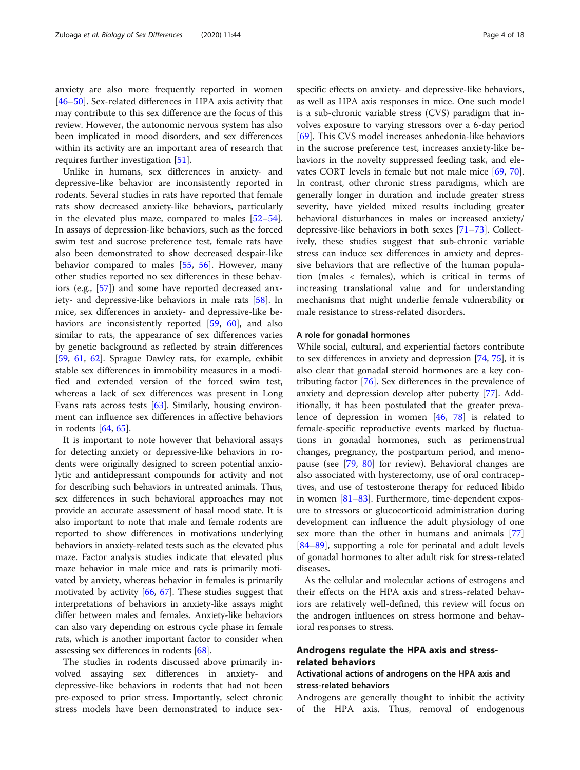anxiety are also more frequently reported in women [46–50]. Sex-related differences in HPA axis activity that may contribute to this sex difference are the focus of this review. However, the autonomic nervous system has also been implicated in mood disorders, and sex differences within its activity are an important area of research that requires further investigation [51].

Unlike in humans, sex differences in anxiety- and depressive-like behavior are inconsistently reported in rodents. Several studies in rats have reported that female rats show decreased anxiety-like behaviors, particularly in the elevated plus maze, compared to males [52–54]. In assays of depression-like behaviors, such as the forced swim test and sucrose preference test, female rats have also been demonstrated to show decreased despair-like behavior compared to males [55, 56]. However, many other studies reported no sex differences in these behaviors (e.g., [57]) and some have reported decreased anxiety- and depressive-like behaviors in male rats [58]. In mice, sex differences in anxiety- and depressive-like behaviors are inconsistently reported [59, 60], and also similar to rats, the appearance of sex differences varies by genetic background as reflected by strain differences [59, 61, 62]. Sprague Dawley rats, for example, exhibit stable sex differences in immobility measures in a modified and extended version of the forced swim test, whereas a lack of sex differences was present in Long Evans rats across tests [63]. Similarly, housing environment can influence sex differences in affective behaviors in rodents [64, 65].

It is important to note however that behavioral assays for detecting anxiety or depressive-like behaviors in rodents were originally designed to screen potential anxiolytic and antidepressant compounds for activity and not for describing such behaviors in untreated animals. Thus, sex differences in such behavioral approaches may not provide an accurate assessment of basal mood state. It is also important to note that male and female rodents are reported to show differences in motivations underlying behaviors in anxiety-related tests such as the elevated plus maze. Factor analysis studies indicate that elevated plus maze behavior in male mice and rats is primarily motivated by anxiety, whereas behavior in females is primarily motivated by activity [66, 67]. These studies suggest that interpretations of behaviors in anxiety-like assays might differ between males and females. Anxiety-like behaviors can also vary depending on estrous cycle phase in female rats, which is another important factor to consider when assessing sex differences in rodents [68].

The studies in rodents discussed above primarily involved assaying sex differences in anxiety- and depressive-like behaviors in rodents that had not been pre-exposed to prior stress. Importantly, select chronic stress models have been demonstrated to induce sex-specific effects on anxiety- and depressive-like behaviors, as well as HPA axis responses in mice. One such model is a sub-chronic variable stress (CVS) paradigm that involves exposure to varying stressors over a 6-day period [69]. This CVS model increases anhedonia-like behaviors in the sucrose preference test, increases anxiety-like behaviors in the novelty suppressed feeding task, and elevates CORT levels in female but not male mice [69, 70]. In contrast, other chronic stress paradigms, which are generally longer in duration and include greater stress severity, have yielded mixed results including greater behavioral disturbances in males or increased anxiety/depressive-like behaviors in both sexes [71–73]. Collectively, these studies suggest that sub-chronic variable stress can induce sex differences in anxiety and depressive behaviors that are reflective of the human population (males < females), which is critical in terms of increasing translational value and for understanding mechanisms that might underlie female vulnerability or male resistance to stress-related disorders.

#### A role for gonadal hormones

While social, cultural, and experiential factors contribute to sex differences in anxiety and depression [74, 75], it is also clear that gonadal steroid hormones are a key contributing factor [76]. Sex differences in the prevalence of anxiety and depression develop after puberty [77]. Additionally, it has been postulated that the greater prevalence of depression in women [46, 78] is related to female-specific reproductive events marked by fluctuations in gonadal hormones, such as perimenstrual changes, pregnancy, the postpartum period, and menopause (see [79, 80] for review). Behavioral changes are also associated with hysterectomy, use of oral contraceptives, and use of testosterone therapy for reduced libido in women [81–83]. Furthermore, time-dependent exposure to stressors or glucocorticoid administration during development can influence the adult physiology of one sex more than the other in humans and animals [77] [84–89], supporting a role for perinatal and adult levels of gonadal hormones to alter adult risk for stress-related diseases.

As the cellular and molecular actions of estrogens and their effects on the HPA axis and stress-related behaviors are relatively well-defined, this review will focus on the androgen influences on stress hormone and behavioral responses to stress.

## Androgens regulate the HPA axis and stress-related behaviors

### Activational actions of androgens on the HPA axis and stress-related behaviors

Androgens are generally thought to inhibit the activity of the HPA axis. Thus, removal of endogenous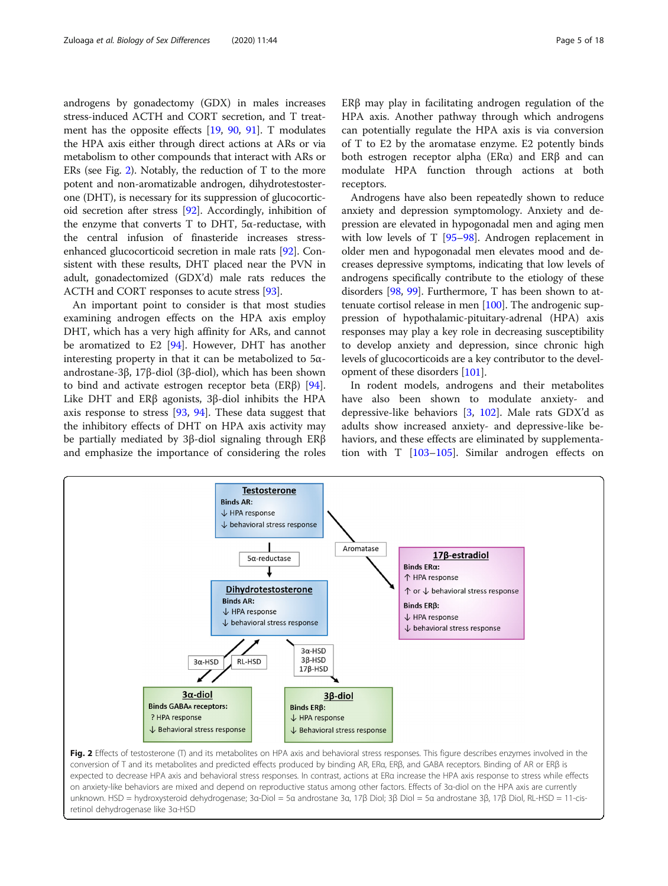androgens by gonadectomy (GDX) in males increases stress-induced ACTH and CORT secretion, and T treatment has the opposite effects [19, 90, 91]. T modulates the HPA axis either through direct actions at ARs or via metabolism to other compounds that interact with ARs or ERs (see Fig. 2). Notably, the reduction of T to the more potent and non-aromatizable androgen, dihydrotestosterone (DHT), is necessary for its suppression of glucocorticoid secretion after stress [92]. Accordingly, inhibition of the enzyme that converts T to DHT, 5α-reductase, with the central infusion of finasteride increases stress-enhanced glucocorticoid secretion in male rats [92]. Consistent with these results, DHT placed near the PVN in adult, gonadectomized (GDX'd) male rats reduces the ACTH and CORT responses to acute stress [93].

An important point to consider is that most studies examining androgen effects on the HPA axis employ DHT, which has a very high affinity for ARs, and cannot be aromatized to E2 [94]. However, DHT has another interesting property in that it can be metabolized to 5α-androstane-3β, 17β-diol (3β-diol), which has been shown to bind and activate estrogen receptor beta (ERβ) [94]. Like DHT and ERβ agonists, 3β-diol inhibits the HPA axis response to stress [93, 94]. These data suggest that the inhibitory effects of DHT on HPA axis activity may be partially mediated by 3β-diol signaling through ERβ and emphasize the importance of considering the roles ERβ may play in facilitating androgen regulation of the HPA axis. Another pathway through which androgens can potentially regulate the HPA axis is via conversion of T to E2 by the aromatase enzyme. E2 potently binds both estrogen receptor alpha (ERα) and ERβ and can modulate HPA function through actions at both receptors.

Androgens have also been repeatedly shown to reduce anxiety and depression symptomology. Anxiety and depression are elevated in hypogonadal men and aging men with low levels of T [95–98]. Androgen replacement in older men and hypogonadal men elevates mood and decreases depressive symptoms, indicating that low levels of androgens specifically contribute to the etiology of these disorders [98, 99]. Furthermore, T has been shown to attenuate cortisol release in men [100]. The androgenic suppression of hypothalamic-pituitary-adrenal (HPA) axis responses may play a key role in decreasing susceptibility to develop anxiety and depression, since chronic high levels of glucocorticoids are a key contributor to the development of these disorders [101].

In rodent models, androgens and their metabolites have also been shown to modulate anxiety- and depressive-like behaviors [3, 102]. Male rats GDX'd as adults show increased anxiety- and depressive-like behaviors, and these effects are eliminated by supplementation with T [103–105]. Similar androgen effects on

**Fig. 2** Effects of testosterone (T) and its metabolites on HPA axis and behavioral stress responses. This figure describes enzymes involved in the conversion of T and its metabolites and predicted effects produced by binding AR, ERα, ERβ, and GABA receptors. Binding of AR or ERβ is expected to decrease HPA axis and behavioral stress responses. In contrast, actions at ERα increase the HPA axis response to stress while effects on anxiety-like behaviors are mixed and depend on reproductive status among other factors. Effects of 3α-diol on the HPA axis are currently unknown. HSD = hydroxysteroid dehydrogenase; 3α-Diol = 5α androstane 3α, 17β Diol; 3β Diol = 5α androstane 3β, 17β Diol, RL-HSD = 11-cis-retinol dehydrogenase like 3α-HSD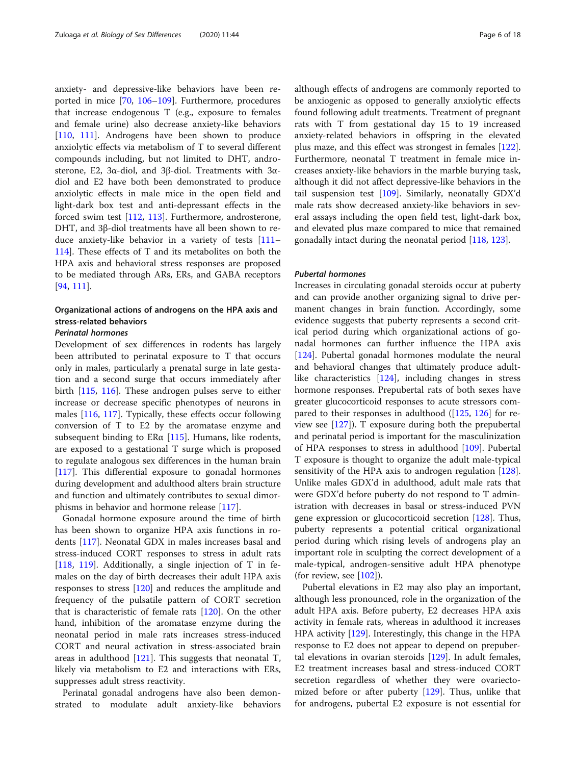anxiety- and depressive-like behaviors have been reported in mice [70, 106–109]. Furthermore, procedures that increase endogenous T (e.g., exposure to females and female urine) also decrease anxiety-like behaviors [110, 111]. Androgens have been shown to produce anxiolytic effects via metabolism of T to several different compounds including, but not limited to DHT, androsterone, E2, 3α-diol, and 3β-diol. Treatments with 3α-diol and E2 have both been demonstrated to produce anxiolytic effects in male mice in the open field and light-dark box test and anti-depressant effects in the forced swim test [112, 113]. Furthermore, androsterone, DHT, and 3β-diol treatments have all been shown to reduce anxiety-like behavior in a variety of tests [111–114]. These effects of T and its metabolites on both the HPA axis and behavioral stress responses are proposed to be mediated through ARs, ERs, and GABA receptors [94, 111].

## Organizational actions of androgens on the HPA axis and stress-related behaviors

### *Perinatal hormones*

Development of sex differences in rodents has largely been attributed to perinatal exposure to T that occurs only in males, particularly a prenatal surge in late gestation and a second surge that occurs immediately after birth [115, 116]. These androgen pulses serve to either increase or decrease specific phenotypes of neurons in males [116, 117]. Typically, these effects occur following conversion of T to E2 by the aromatase enzyme and subsequent binding to ERα [115]. Humans, like rodents, are exposed to a gestational T surge which is proposed to regulate analogous sex differences in the human brain [117]. This differential exposure to gonadal hormones during development and adulthood alters brain structure and function and ultimately contributes to sexual dimorphisms in behavior and hormone release [117].

Gonadal hormone exposure around the time of birth has been shown to organize HPA axis functions in rodents [117]. Neonatal GDX in males increases basal and stress-induced CORT responses to stress in adult rats [118, 119]. Additionally, a single injection of T in females on the day of birth decreases their adult HPA axis responses to stress [120] and reduces the amplitude and frequency of the pulsatile pattern of CORT secretion that is characteristic of female rats [120]. On the other hand, inhibition of the aromatase enzyme during the neonatal period in male rats increases stress-induced CORT and neural activation in stress-associated brain areas in adulthood [121]. This suggests that neonatal T, likely via metabolism to E2 and interactions with ERs, suppresses adult stress reactivity.

Perinatal gonadal androgens have also been demonstrated to modulate adult anxiety-like behaviors although effects of androgens are commonly reported to be anxiogenic as opposed to generally anxiolytic effects found following adult treatments. Treatment of pregnant rats with T from gestational day 15 to 19 increased anxiety-related behaviors in offspring in the elevated plus maze, and this effect was strongest in females [122]. Furthermore, neonatal T treatment in female mice increases anxiety-like behaviors in the marble burying task, although it did not affect depressive-like behaviors in the tail suspension test [109]. Similarly, neonatally GDX'd male rats show decreased anxiety-like behaviors in several assays including the open field test, light-dark box, and elevated plus maze compared to mice that remained gonadally intact during the neonatal period [118, 123].

### *Pubertal hormones*

Increases in circulating gonadal steroids occur at puberty and can provide another organizing signal to drive permanent changes in brain function. Accordingly, some evidence suggests that puberty represents a second critical period during which organizational actions of gonadal hormones can further influence the HPA axis [124]. Pubertal gonadal hormones modulate the neural and behavioral changes that ultimately produce adult-like characteristics [124], including changes in stress hormone responses. Prepubertal rats of both sexes have greater glucocorticoid responses to acute stressors compared to their responses in adulthood ([125, 126] for review see [127]). T exposure during both the prepubertal and perinatal period is important for the masculinization of HPA responses to stress in adulthood [109]. Pubertal T exposure is thought to organize the adult male-typical sensitivity of the HPA axis to androgen regulation [128]. Unlike males GDX'd in adulthood, adult male rats that were GDX'd before puberty do not respond to T administration with decreases in basal or stress-induced PVN gene expression or glucocorticoid secretion [128]. Thus, puberty represents a potential critical organizational period during which rising levels of androgens play an important role in sculpting the correct development of a male-typical, androgen-sensitive adult HPA phenotype (for review, see [102]).

Pubertal elevations in E2 may also play an important, although less pronounced, role in the organization of the adult HPA axis. Before puberty, E2 decreases HPA axis activity in female rats, whereas in adulthood it increases HPA activity [129]. Interestingly, this change in the HPA response to E2 does not appear to depend on prepubertal elevations in ovarian steroids [129]. In adult females, E2 treatment increases basal and stress-induced CORT secretion regardless of whether they were ovariectomized before or after puberty [129]. Thus, unlike that for androgens, pubertal E2 exposure is not essential for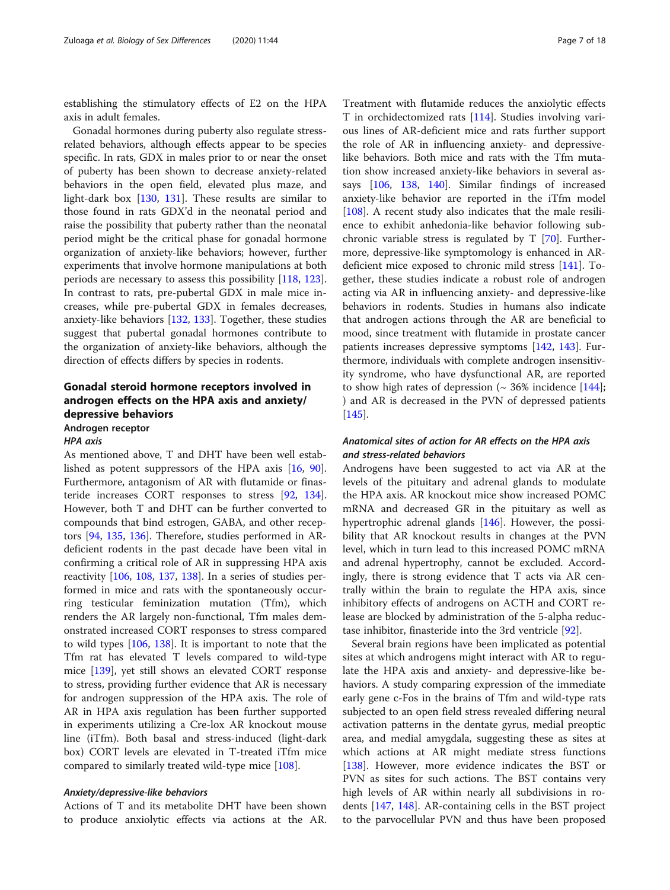establishing the stimulatory effects of E2 on the HPA axis in adult females.

Gonadal hormones during puberty also regulate stress-related behaviors, although effects appear to be species specific. In rats, GDX in males prior to or near the onset of puberty has been shown to decrease anxiety-related behaviors in the open field, elevated plus maze, and light-dark box [130, 131]. These results are similar to those found in rats GDX'd in the neonatal period and raise the possibility that puberty rather than the neonatal period might be the critical phase for gonadal hormone organization of anxiety-like behaviors; however, further experiments that involve hormone manipulations at both periods are necessary to assess this possibility [118, 123]. In contrast to rats, pre-pubertal GDX in male mice increases, while pre-pubertal GDX in females decreases, anxiety-like behaviors [132, 133]. Together, these studies suggest that pubertal gonadal hormones contribute to the organization of anxiety-like behaviors, although the direction of effects differs by species in rodents.

## Gonadal steroid hormone receptors involved in androgen effects on the HPA axis and anxiety/depressive behaviors

### Androgen receptor

#### *HPA axis*

As mentioned above, T and DHT have been well established as potent suppressors of the HPA axis [16, 90]. Furthermore, antagonism of AR with flutamide or finasteride increases CORT responses to stress [92, 134]. However, both T and DHT can be further converted to compounds that bind estrogen, GABA, and other receptors [94, 135, 136]. Therefore, studies performed in AR-deficient rodents in the past decade have been vital in confirming a critical role of AR in suppressing HPA axis reactivity [106, 108, 137, 138]. In a series of studies performed in mice and rats with the spontaneously occurring testicular feminization mutation (Tfm), which renders the AR largely non-functional, Tfm males demonstrated increased CORT responses to stress compared to wild types [106, 138]. It is important to note that the Tfm rat has elevated T levels compared to wild-type mice [139], yet still shows an elevated CORT response to stress, providing further evidence that AR is necessary for androgen suppression of the HPA axis. The role of AR in HPA axis regulation has been further supported in experiments utilizing a Cre-lox AR knockout mouse line (iTfm). Both basal and stress-induced (light-dark box) CORT levels are elevated in T-treated iTfm mice compared to similarly treated wild-type mice [108].

#### *Anxiety/depressive-like behaviors*

Actions of T and its metabolite DHT have been shown to produce anxiolytic effects via actions at the AR. Treatment with flutamide reduces the anxiolytic effects T in orchidectomized rats [114]. Studies involving various lines of AR-deficient mice and rats further support the role of AR in influencing anxiety- and depressive-like behaviors. Both mice and rats with the Tfm mutation show increased anxiety-like behaviors in several assays [106, 138, 140]. Similar findings of increased anxiety-like behavior are reported in the iTfm model [108]. A recent study also indicates that the male resilience to exhibit anhedonia-like behavior following subchronic variable stress is regulated by T [70]. Furthermore, depressive-like symptomology is enhanced in AR-deficient mice exposed to chronic mild stress [141]. Together, these studies indicate a robust role of androgen acting via AR in influencing anxiety- and depressive-like behaviors in rodents. Studies in humans also indicate that androgen actions through the AR are beneficial to mood, since treatment with flutamide in prostate cancer patients increases depressive symptoms [142, 143]. Furthermore, individuals with complete androgen insensitivity syndrome, who have dysfunctional AR, are reported to show high rates of depression (~ 36% incidence [144]; ) and AR is decreased in the PVN of depressed patients [145].

#### *Anatomical sites of action for AR effects on the HPA axis and stress-related behaviors*

Androgens have been suggested to act via AR at the levels of the pituitary and adrenal glands to modulate the HPA axis. AR knockout mice show increased POMC mRNA and decreased GR in the pituitary as well as hypertrophic adrenal glands [146]. However, the possibility that AR knockout results in changes at the PVN level, which in turn lead to this increased POMC mRNA and adrenal hypertrophy, cannot be excluded. Accordingly, there is strong evidence that T acts via AR centrally within the brain to regulate the HPA axis, since inhibitory effects of androgens on ACTH and CORT release are blocked by administration of the 5-alpha reductase inhibitor, finasteride into the 3rd ventricle [92].

Several brain regions have been implicated as potential sites at which androgens might interact with AR to regulate the HPA axis and anxiety- and depressive-like behaviors. A study comparing expression of the immediate early gene c-Fos in the brains of Tfm and wild-type rats subjected to an open field stress revealed differing neural activation patterns in the dentate gyrus, medial preoptic area, and medial amygdala, suggesting these as sites at which actions at AR might mediate stress functions [138]. However, more evidence indicates the BST or PVN as sites for such actions. The BST contains very high levels of AR within nearly all subdivisions in rodents [147, 148]. AR-containing cells in the BST project to the parvocellular PVN and thus have been proposed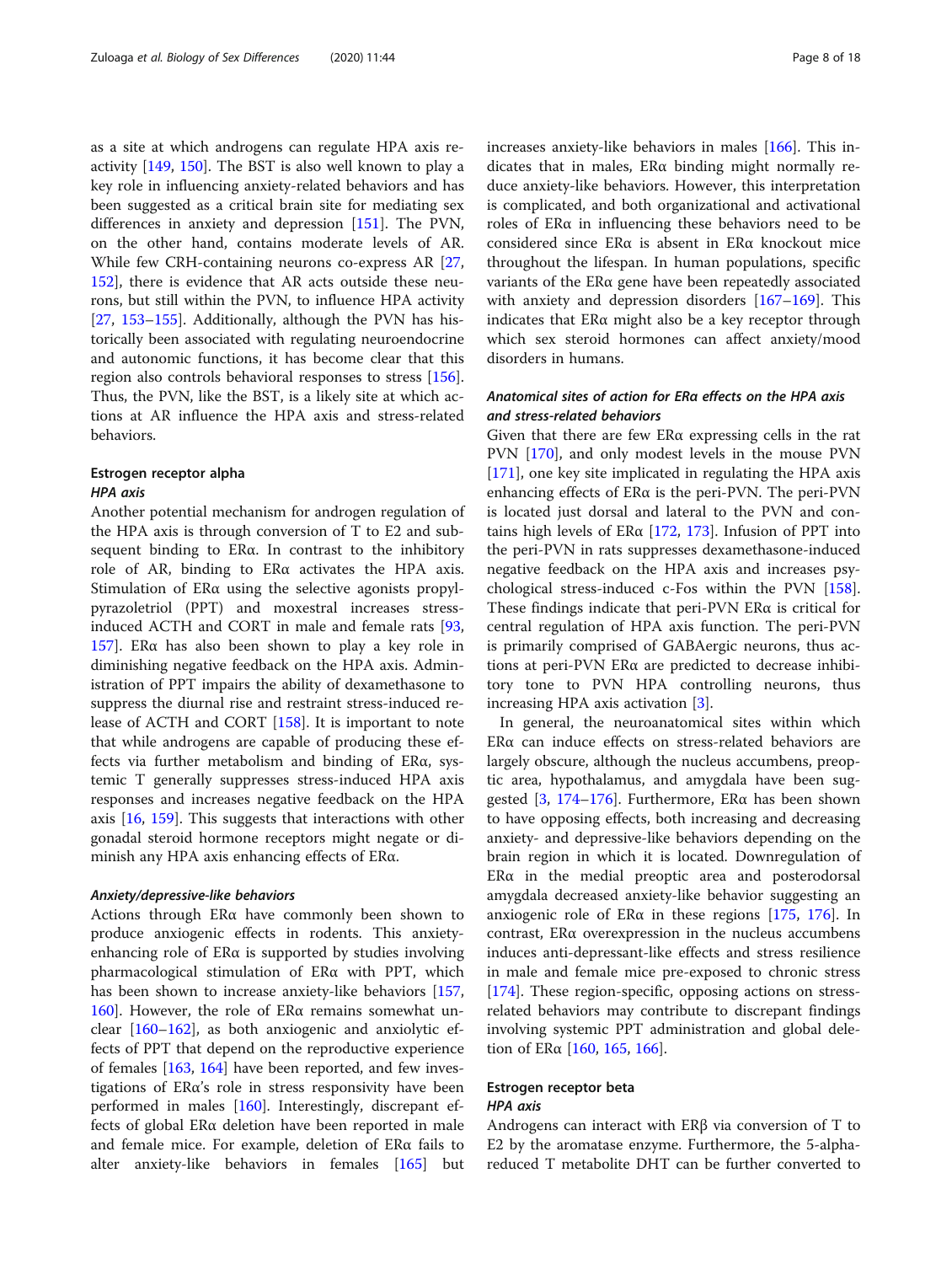as a site at which androgens can regulate HPA axis reactivity [149, 150]. The BST is also well known to play a key role in influencing anxiety-related behaviors and has been suggested as a critical brain site for mediating sex differences in anxiety and depression [151]. The PVN, on the other hand, contains moderate levels of AR. While few CRH-containing neurons co-express AR [27, 152], there is evidence that AR acts outside these neurons, but still within the PVN, to influence HPA activity [27, 153–155]. Additionally, although the PVN has historically been associated with regulating neuroendocrine and autonomic functions, it has become clear that this region also controls behavioral responses to stress [156]. Thus, the PVN, like the BST, is a likely site at which actions at AR influence the HPA axis and stress-related behaviors.

### Estrogen receptor alpha

#### *HPA axis*

Another potential mechanism for androgen regulation of the HPA axis is through conversion of T to E2 and subsequent binding to ERα. In contrast to the inhibitory role of AR, binding to ERα activates the HPA axis. Stimulation of ERα using the selective agonists propylpyrazoletriol (PPT) and moxestral increases stress-induced ACTH and CORT in male and female rats [93, 157]. ERα has also been shown to play a key role in diminishing negative feedback on the HPA axis. Administration of PPT impairs the ability of dexamethasone to suppress the diurnal rise and restraint stress-induced release of ACTH and CORT [158]. It is important to note that while androgens are capable of producing these effects via further metabolism and binding of ERα, systemic T generally suppresses stress-induced HPA axis responses and increases negative feedback on the HPA axis [16, 159]. This suggests that interactions with other gonadal steroid hormone receptors might negate or diminish any HPA axis enhancing effects of ERα.

#### *Anxiety/depressive-like behaviors*

Actions through ERα have commonly been shown to produce anxiogenic effects in rodents. This anxiety-enhancing role of ERα is supported by studies involving pharmacological stimulation of ERα with PPT, which has been shown to increase anxiety-like behaviors [157, 160]. However, the role of ERα remains somewhat unclear [160–162], as both anxiogenic and anxiolytic effects of PPT that depend on the reproductive experience of females [163, 164] have been reported, and few investigations of ERα's role in stress responsivity have been performed in males [160]. Interestingly, discrepant effects of global ERα deletion have been reported in male and female mice. For example, deletion of ERα fails to alter anxiety-like behaviors in females [165] but increases anxiety-like behaviors in males [166]. This indicates that in males, ERα binding might normally reduce anxiety-like behaviors. However, this interpretation is complicated, and both organizational and activational roles of ERα in influencing these behaviors need to be considered since ERα is absent in ERα knockout mice throughout the lifespan. In human populations, specific variants of the ERα gene have been repeatedly associated with anxiety and depression disorders [167–169]. This indicates that ERα might also be a key receptor through which sex steroid hormones can affect anxiety/mood disorders in humans.

#### *Anatomical sites of action for ERα effects on the HPA axis and stress-related behaviors*

Given that there are few ERα expressing cells in the rat PVN [170], and only modest levels in the mouse PVN [171], one key site implicated in regulating the HPA axis enhancing effects of ERα is the peri-PVN. The peri-PVN is located just dorsal and lateral to the PVN and contains high levels of ERα [172, 173]. Infusion of PPT into the peri-PVN in rats suppresses dexamethasone-induced negative feedback on the HPA axis and increases psychological stress-induced c-Fos within the PVN [158]. These findings indicate that peri-PVN ERα is critical for central regulation of HPA axis function. The peri-PVN is primarily comprised of GABAergic neurons, thus actions at peri-PVN ERα are predicted to decrease inhibitory tone to PVN HPA controlling neurons, thus increasing HPA axis activation [3].

In general, the neuroanatomical sites within which ERα can induce effects on stress-related behaviors are largely obscure, although the nucleus accumbens, preoptic area, hypothalamus, and amygdala have been suggested [3, 174–176]. Furthermore, ERα has been shown to have opposing effects, both increasing and decreasing anxiety- and depressive-like behaviors depending on the brain region in which it is located. Downregulation of ERα in the medial preoptic area and posterodorsal amygdala decreased anxiety-like behavior suggesting an anxiogenic role of ERα in these regions [175, 176]. In contrast, ERα overexpression in the nucleus accumbens induces anti-depressant-like effects and stress resilience in male and female mice pre-exposed to chronic stress [174]. These region-specific, opposing actions on stress-related behaviors may contribute to discrepant findings involving systemic PPT administration and global deletion of ERα [160, 165, 166].

### Estrogen receptor beta

#### *HPA axis*

Androgens can interact with ERβ via conversion of T to E2 by the aromatase enzyme. Furthermore, the 5-alpha-reduced T metabolite DHT can be further converted to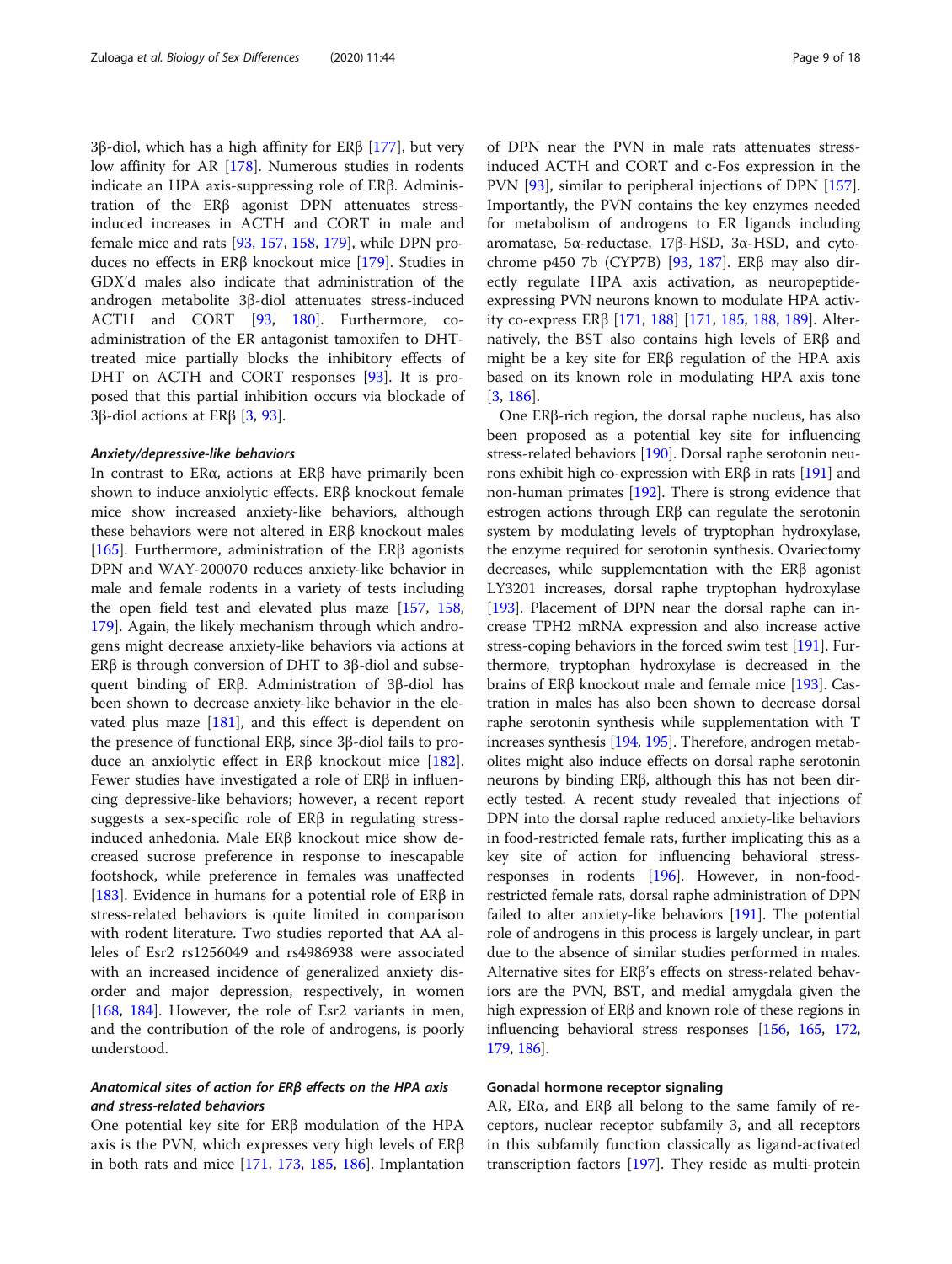3β-diol, which has a high affinity for ERβ [177], but very low affinity for AR [178]. Numerous studies in rodents indicate an HPA axis-suppressing role of ERβ. Administration of the ERβ agonist DPN attenuates stress-induced increases in ACTH and CORT in male and female mice and rats [93, 157, 158, 179], while DPN produces no effects in ERβ knockout mice [179]. Studies in GDX'd males also indicate that administration of the androgen metabolite 3β-diol attenuates stress-induced ACTH and CORT [93, 180]. Furthermore, co-administration of the ER antagonist tamoxifen to DHT-treated mice partially blocks the inhibitory effects of DHT on ACTH and CORT responses [93]. It is proposed that this partial inhibition occurs via blockade of 3β-diol actions at ERβ [3, 93].

#### *Anxiety/depressive-like behaviors*

In contrast to ERα, actions at ERβ have primarily been shown to induce anxiolytic effects. ERβ knockout female mice show increased anxiety-like behaviors, although these behaviors were not altered in ERβ knockout males [165]. Furthermore, administration of the ERβ agonists DPN and WAY-200070 reduces anxiety-like behavior in male and female rodents in a variety of tests including the open field test and elevated plus maze [157, 158, 179]. Again, the likely mechanism through which androgens might decrease anxiety-like behaviors via actions at ERβ is through conversion of DHT to 3β-diol and subsequent binding of ERβ. Administration of 3β-diol has been shown to decrease anxiety-like behavior in the elevated plus maze [181], and this effect is dependent on the presence of functional ERβ, since 3β-diol fails to produce an anxiolytic effect in ERβ knockout mice [182]. Fewer studies have investigated a role of ERβ in influencing depressive-like behaviors; however, a recent report suggests a sex-specific role of ERβ in regulating stress-induced anhedonia. Male ERβ knockout mice show decreased sucrose preference in response to inescapable footshock, while preference in females was unaffected [183]. Evidence in humans for a potential role of ERβ in stress-related behaviors is quite limited in comparison with rodent literature. Two studies reported that AA alleles of Esr2 rs1256049 and rs4986938 were associated with an increased incidence of generalized anxiety disorder and major depression, respectively, in women [168, 184]. However, the role of Esr2 variants in men, and the contribution of the role of androgens, is poorly understood.

#### *Anatomical sites of action for ERβ effects on the HPA axis and stress-related behaviors*

One potential key site for ERβ modulation of the HPA axis is the PVN, which expresses very high levels of ERβ in both rats and mice [171, 173, 185, 186]. Implantation of DPN near the PVN in male rats attenuates stress-induced ACTH and CORT and c-Fos expression in the PVN [93], similar to peripheral injections of DPN [157]. Importantly, the PVN contains the key enzymes needed for metabolism of androgens to ER ligands including aromatase, 5α-reductase, 17β-HSD, 3α-HSD, and cytochrome p450 7b (CYP7B) [93, 187]. ERβ may also directly regulate HPA axis activation, as neuropeptide-expressing PVN neurons known to modulate HPA activity co-express ERβ [171, 188] [171, 185, 188, 189]. Alternatively, the BST also contains high levels of ERβ and might be a key site for ERβ regulation of the HPA axis based on its known role in modulating HPA axis tone [3, 186].

One ERβ-rich region, the dorsal raphe nucleus, has also been proposed as a potential key site for influencing stress-related behaviors [190]. Dorsal raphe serotonin neurons exhibit high co-expression with ERβ in rats [191] and non-human primates [192]. There is strong evidence that estrogen actions through ERβ can regulate the serotonin system by modulating levels of tryptophan hydroxylase, the enzyme required for serotonin synthesis. Ovariectomy decreases, while supplementation with the ERβ agonist LY3201 increases, dorsal raphe tryptophan hydroxylase [193]. Placement of DPN near the dorsal raphe can increase TPH2 mRNA expression and also increase active stress-coping behaviors in the forced swim test [191]. Furthermore, tryptophan hydroxylase is decreased in the brains of ERβ knockout male and female mice [193]. Castration in males has also been shown to decrease dorsal raphe serotonin synthesis while supplementation with T increases synthesis [194, 195]. Therefore, androgen metabolites might also induce effects on dorsal raphe serotonin neurons by binding ERβ, although this has not been directly tested. A recent study revealed that injections of DPN into the dorsal raphe reduced anxiety-like behaviors in food-restricted female rats, further implicating this as a key site of action for influencing behavioral stress-responses in rodents [196]. However, in non-food-restricted female rats, dorsal raphe administration of DPN failed to alter anxiety-like behaviors [191]. The potential role of androgens in this process is largely unclear, in part due to the absence of similar studies performed in males. Alternative sites for ERβ's effects on stress-related behaviors are the PVN, BST, and medial amygdala given the high expression of ERβ and known role of these regions in influencing behavioral stress responses [156, 165, 172, 179, 186].

### Gonadal hormone receptor signaling

AR, ERα, and ERβ all belong to the same family of receptors, nuclear receptor subfamily 3, and all receptors in this subfamily function classically as ligand-activated transcription factors [197]. They reside as multi-protein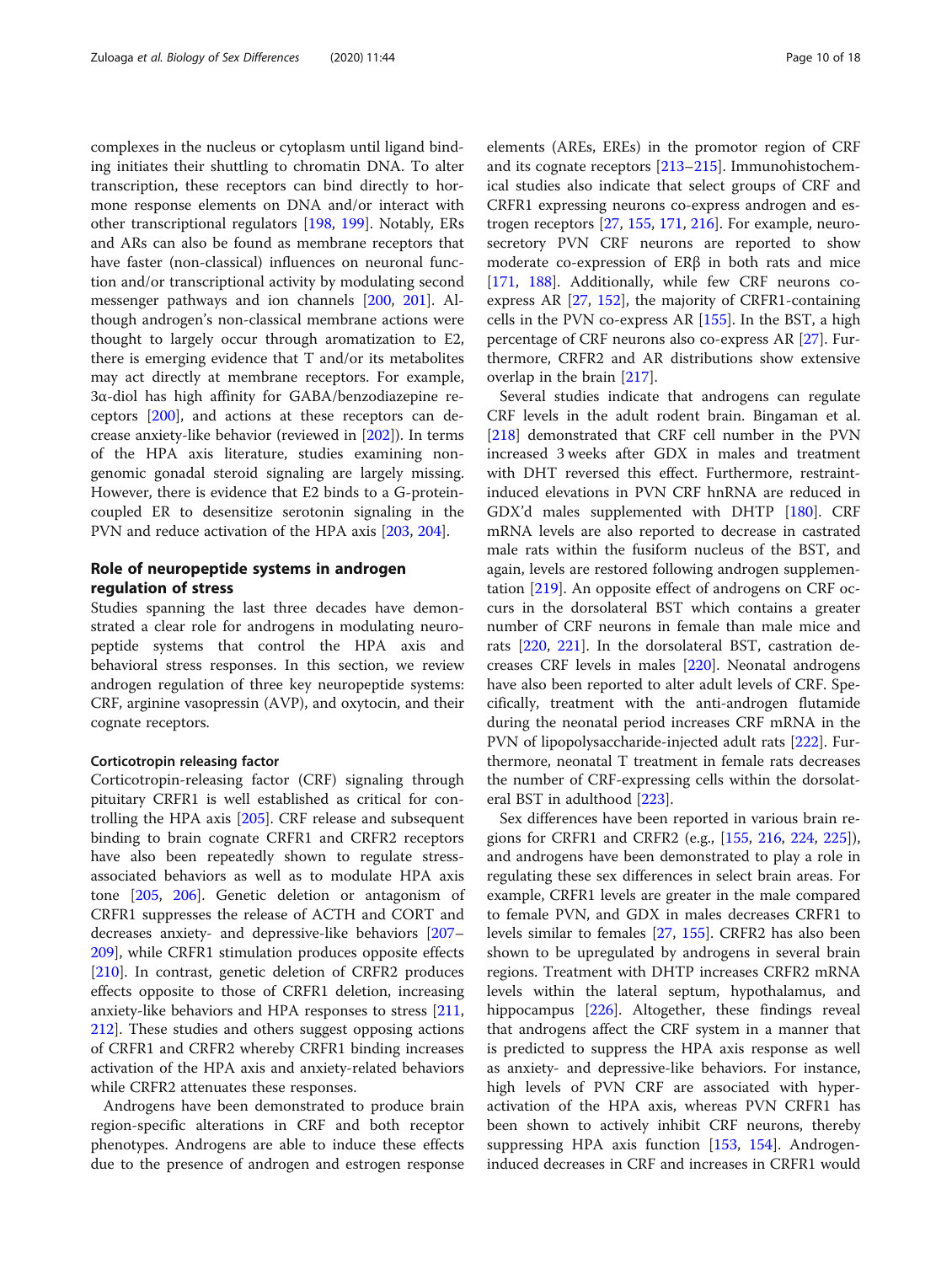complexes in the nucleus or cytoplasm until ligand binding initiates their shuttling to chromatin DNA. To alter transcription, these receptors can bind directly to hormone response elements on DNA and/or interact with other transcriptional regulators [198, 199]. Notably, ERs and ARs can also be found as membrane receptors that have faster (non-classical) influences on neuronal function and/or transcriptional activity by modulating second messenger pathways and ion channels [200, 201]. Although androgen's non-classical membrane actions were thought to largely occur through aromatization to E2, there is emerging evidence that T and/or its metabolites may act directly at membrane receptors. For example, 3α-diol has high affinity for GABA/benzodiazepine receptors [200], and actions at these receptors can decrease anxiety-like behavior (reviewed in [202]). In terms of the HPA axis literature, studies examining non-genomic gonadal steroid signaling are largely missing. However, there is evidence that E2 binds to a G-protein-coupled ER to desensitize serotonin signaling in the PVN and reduce activation of the HPA axis [203, 204].

## Role of neuropeptide systems in androgen regulation of stress

Studies spanning the last three decades have demonstrated a clear role for androgens in modulating neuropeptide systems that control the HPA axis and behavioral stress responses. In this section, we review androgen regulation of three key neuropeptide systems: CRF, arginine vasopressin (AVP), and oxytocin, and their cognate receptors.

### Corticotropin releasing factor

Corticotropin-releasing factor (CRF) signaling through pituitary CRFR1 is well established as critical for controlling the HPA axis [205]. CRF release and subsequent binding to brain cognate CRFR1 and CRFR2 receptors have also been repeatedly shown to regulate stress-associated behaviors as well as to modulate HPA axis tone [205, 206]. Genetic deletion or antagonism of CRFR1 suppresses the release of ACTH and CORT and decreases anxiety- and depressive-like behaviors [207–209], while CRFR1 stimulation produces opposite effects [210]. In contrast, genetic deletion of CRFR2 produces effects opposite to those of CRFR1 deletion, increasing anxiety-like behaviors and HPA responses to stress [211, 212]. These studies and others suggest opposing actions of CRFR1 and CRFR2 whereby CRFR1 binding increases activation of the HPA axis and anxiety-related behaviors while CRFR2 attenuates these responses.

Androgens have been demonstrated to produce brain region-specific alterations in CRF and both receptor phenotypes. Androgens are able to induce these effects due to the presence of androgen and estrogen response elements (AREs, EREs) in the promotor region of CRF and its cognate receptors [213–215]. Immunohistochemical studies also indicate that select groups of CRF and CRFR1 expressing neurons co-express androgen and estrogen receptors [27, 155, 171, 216]. For example, neurosecretory PVN CRF neurons are reported to show moderate co-expression of ERβ in both rats and mice [171, 188]. Additionally, while few CRF neurons co-express AR [27, 152], the majority of CRFR1-containing cells in the PVN co-express AR [155]. In the BST, a high percentage of CRF neurons also co-express AR [27]. Furthermore, CRFR2 and AR distributions show extensive overlap in the brain [217].

Several studies indicate that androgens can regulate CRF levels in the adult rodent brain. Bingaman et al. [218] demonstrated that CRF cell number in the PVN increased 3 weeks after GDX in males and treatment with DHT reversed this effect. Furthermore, restraint-induced elevations in PVN CRF hnRNA are reduced in GDX'd males supplemented with DHTP [180]. CRF mRNA levels are also reported to decrease in castrated male rats within the fusiform nucleus of the BST, and again, levels are restored following androgen supplementation [219]. An opposite effect of androgens on CRF occurs in the dorsolateral BST which contains a greater number of CRF neurons in female than male mice and rats [220, 221]. In the dorsolateral BST, castration decreases CRF levels in males [220]. Neonatal androgens have also been reported to alter adult levels of CRF. Specifically, treatment with the anti-androgen flutamide during the neonatal period increases CRF mRNA in the PVN of lipopolysaccharide-injected adult rats [222]. Furthermore, neonatal T treatment in female rats decreases the number of CRF-expressing cells within the dorsolateral BST in adulthood [223].

Sex differences have been reported in various brain regions for CRFR1 and CRFR2 (e.g., [155, 216, 224, 225]), and androgens have been demonstrated to play a role in regulating these sex differences in select brain areas. For example, CRFR1 levels are greater in the male compared to female PVN, and GDX in males decreases CRFR1 to levels similar to females [27, 155]. CRFR2 has also been shown to be upregulated by androgens in several brain regions. Treatment with DHTP increases CRFR2 mRNA levels within the lateral septum, hypothalamus, and hippocampus [226]. Altogether, these findings reveal that androgens affect the CRF system in a manner that is predicted to suppress the HPA axis response as well as anxiety- and depressive-like behaviors. For instance, high levels of PVN CRF are associated with hyperactivation of the HPA axis, whereas PVN CRFR1 has been shown to actively inhibit CRF neurons, thereby suppressing HPA axis function [153, 154]. Androgen-induced decreases in CRF and increases in CRFR1 would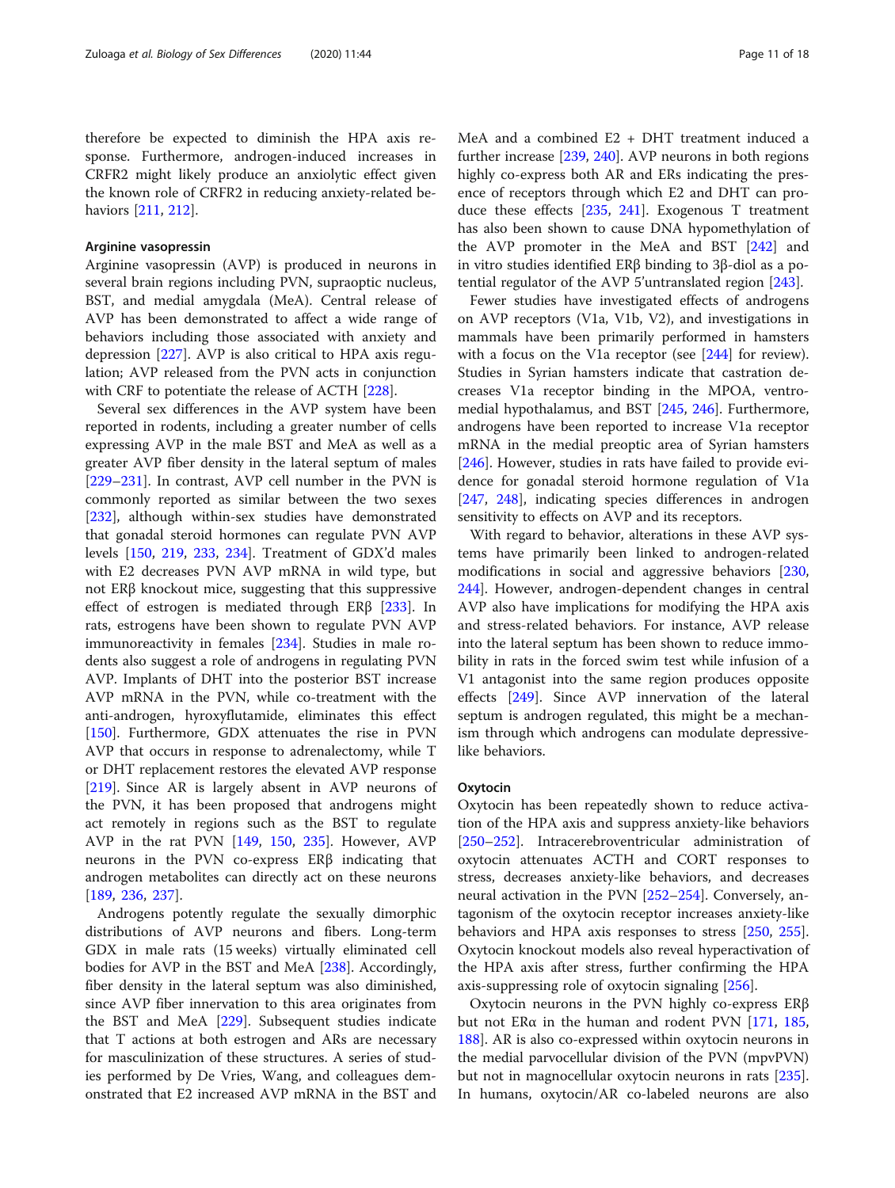therefore be expected to diminish the HPA axis response. Furthermore, androgen-induced increases in CRFR2 might likely produce an anxiolytic effect given the known role of CRFR2 in reducing anxiety-related behaviors [211, 212].

### Arginine vasopressin

Arginine vasopressin (AVP) is produced in neurons in several brain regions including PVN, supraoptic nucleus, BST, and medial amygdala (MeA). Central release of AVP has been demonstrated to affect a wide range of behaviors including those associated with anxiety and depression [227]. AVP is also critical to HPA axis regulation; AVP released from the PVN acts in conjunction with CRF to potentiate the release of ACTH [228].

Several sex differences in the AVP system have been reported in rodents, including a greater number of cells expressing AVP in the male BST and MeA as well as a greater AVP fiber density in the lateral septum of males [229–231]. In contrast, AVP cell number in the PVN is commonly reported as similar between the two sexes [232], although within-sex studies have demonstrated that gonadal steroid hormones can regulate PVN AVP levels [150, 219, 233, 234]. Treatment of GDX'd males with E2 decreases PVN AVP mRNA in wild type, but not ERβ knockout mice, suggesting that this suppressive effect of estrogen is mediated through ERβ [233]. In rats, estrogens have been shown to regulate PVN AVP immunoreactivity in females [234]. Studies in male rodents also suggest a role of androgens in regulating PVN AVP. Implants of DHT into the posterior BST increase AVP mRNA in the PVN, while co-treatment with the anti-androgen, hyroxyflutamide, eliminates this effect [150]. Furthermore, GDX attenuates the rise in PVN AVP that occurs in response to adrenalectomy, while T or DHT replacement restores the elevated AVP response [219]. Since AR is largely absent in AVP neurons of the PVN, it has been proposed that androgens might act remotely in regions such as the BST to regulate AVP in the rat PVN [149, 150, 235]. However, AVP neurons in the PVN co-express ERβ indicating that androgen metabolites can directly act on these neurons [189, 236, 237].

Androgens potently regulate the sexually dimorphic distributions of AVP neurons and fibers. Long-term GDX in male rats (15 weeks) virtually eliminated cell bodies for AVP in the BST and MeA [238]. Accordingly, fiber density in the lateral septum was also diminished, since AVP fiber innervation to this area originates from the BST and MeA [229]. Subsequent studies indicate that T actions at both estrogen and ARs are necessary for masculinization of these structures. A series of studies performed by De Vries, Wang, and colleagues demonstrated that E2 increased AVP mRNA in the BST and MeA and a combined E2 + DHT treatment induced a further increase [239, 240]. AVP neurons in both regions highly co-express both AR and ERs indicating the presence of receptors through which E2 and DHT can produce these effects [235, 241]. Exogenous T treatment has also been shown to cause DNA hypomethylation of the AVP promoter in the MeA and BST [242] and in vitro studies identified ERβ binding to 3β-diol as a potential regulator of the AVP 5'untranslated region [243].

Fewer studies have investigated effects of androgens on AVP receptors (V1a, V1b, V2), and investigations in mammals have been primarily performed in hamsters with a focus on the V1a receptor (see [244] for review). Studies in Syrian hamsters indicate that castration decreases V1a receptor binding in the MPOA, ventromedial hypothalamus, and BST [245, 246]. Furthermore, androgens have been reported to increase V1a receptor mRNA in the medial preoptic area of Syrian hamsters [246]. However, studies in rats have failed to provide evidence for gonadal steroid hormone regulation of V1a [247, 248], indicating species differences in androgen sensitivity to effects on AVP and its receptors.

With regard to behavior, alterations in these AVP systems have primarily been linked to androgen-related modifications in social and aggressive behaviors [230, 244]. However, androgen-dependent changes in central AVP also have implications for modifying the HPA axis and stress-related behaviors. For instance, AVP release into the lateral septum has been shown to reduce immobility in rats in the forced swim test while infusion of a V1 antagonist into the same region produces opposite effects [249]. Since AVP innervation of the lateral septum is androgen regulated, this might be a mechanism through which androgens can modulate depressive-like behaviors.

### Oxytocin

Oxytocin has been repeatedly shown to reduce activation of the HPA axis and suppress anxiety-like behaviors [250–252]. Intracerebroventricular administration of oxytocin attenuates ACTH and CORT responses to stress, decreases anxiety-like behaviors, and decreases neural activation in the PVN [252–254]. Conversely, antagonism of the oxytocin receptor increases anxiety-like behaviors and HPA axis responses to stress [250, 255]. Oxytocin knockout models also reveal hyperactivation of the HPA axis after stress, further confirming the HPA axis-suppressing role of oxytocin signaling [256].

Oxytocin neurons in the PVN highly co-express ERβ but not ERα in the human and rodent PVN [171, 185, 188]. AR is also co-expressed within oxytocin neurons in the medial parvocellular division of the PVN (mpvPVN) but not in magnocellular oxytocin neurons in rats [235]. In humans, oxytocin/AR co-labeled neurons are also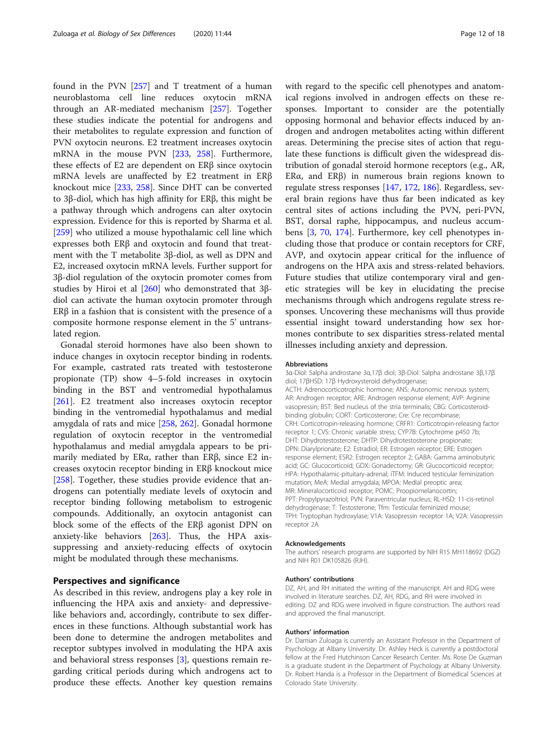found in the PVN [257] and T treatment of a human neuroblastoma cell line reduces oxytocin mRNA through an AR-mediated mechanism [257]. Together these studies indicate the potential for androgens and their metabolites to regulate expression and function of PVN oxytocin neurons. E2 treatment increases oxytocin mRNA in the mouse PVN [233, 258]. Furthermore, these effects of E2 are dependent on ERβ since oxytocin mRNA levels are unaffected by E2 treatment in ERβ knockout mice [233, 258]. Since DHT can be converted to 3β-diol, which has high affinity for ERβ, this might be a pathway through which androgens can alter oxytocin expression. Evidence for this is reported by Sharma et al. [259] who utilized a mouse hypothalamic cell line which expresses both ERβ and oxytocin and found that treatment with the T metabolite 3β-diol, as well as DPN and E2, increased oxytocin mRNA levels. Further support for 3β-diol regulation of the oxytocin promoter comes from studies by Hiroi et al [260] who demonstrated that 3β-diol can activate the human oxytocin promoter through ERβ in a fashion that is consistent with the presence of a composite hormone response element in the 5' untranslated region.

Gonadal steroid hormones have also been shown to induce changes in oxytocin receptor binding in rodents. For example, castrated rats treated with testosterone propionate (TP) show 4–5-fold increases in oxytocin binding in the BST and ventromedial hypothalamus [261]. E2 treatment also increases oxytocin receptor binding in the ventromedial hypothalamus and medial amygdala of rats and mice [258, 262]. Gonadal hormone regulation of oxytocin receptor in the ventromedial hypothalamus and medial amygdala appears to be primarily mediated by ERα, rather than ERβ, since E2 increases oxytocin receptor binding in ERβ knockout mice [258]. Together, these studies provide evidence that androgens can potentially mediate levels of oxytocin and receptor binding following metabolism to estrogenic compounds. Additionally, an oxytocin antagonist can block some of the effects of the ERβ agonist DPN on anxiety-like behaviors [263]. Thus, the HPA axis-suppressing and anxiety-reducing effects of oxytocin might be modulated through these mechanisms.

## Perspectives and significance

As described in this review, androgens play a key role in influencing the HPA axis and anxiety- and depressive-like behaviors and, accordingly, contribute to sex differences in these functions. Although substantial work has been done to determine the androgen metabolites and receptor subtypes involved in modulating the HPA axis and behavioral stress responses [3], questions remain regarding critical periods during which androgens act to produce these effects. Another key question remains with regard to the specific cell phenotypes and anatomical regions involved in androgen effects on these responses. Important to consider are the potentially opposing hormonal and behavior effects induced by androgen and androgen metabolites acting within different areas. Determining the precise sites of action that regulate these functions is difficult given the widespread distribution of gonadal steroid hormone receptors (e.g., AR, ERα, and ERβ) in numerous brain regions known to regulate stress responses [147, 172, 186]. Regardless, several brain regions have thus far been indicated as key central sites of actions including the PVN, peri-PVN, BST, dorsal raphe, hippocampus, and nucleus accumbens [3, 70, 174]. Furthermore, key cell phenotypes including those that produce or contain receptors for CRF, AVP, and oxytocin appear critical for the influence of androgens on the HPA axis and stress-related behaviors. Future studies that utilize contemporary viral and genetic strategies will be key in elucidating the precise mechanisms through which androgens regulate stress responses. Uncovering these mechanisms will thus provide essential insight toward understanding how sex hormones contribute to sex disparities stress-related mental illnesses including anxiety and depression.

### Abbreviations

3α-Diol: 5alpha androstane 3α,17β diol; 3β-Diol: 5alpha androstane 3β,17β diol; 17βHSD: 17β Hydroxysteroid dehydrogenase; ACTH: Adrenocorticotrophic hormone; ANS: Autonomic nervous system; AR: Androgen receptor; ARE: Androgen response element; AVP: Arginine vasopressin; BST: Bed nucleus of the stria terminalis; CBG: Corticosteroid-binding globulin; CORT: Corticosterone; Cre: Cre recombinase; CRH: Corticotropin-releasing hormone; CRFR1: Corticotropin-releasing factor receptor 1; CVS: Chronic variable stress; CYP7B: Cytochrome p450 7b; DHT: Dihydrotestosterone; DHTP: Dihydrotestosterone propionate; DPN: Diarylprionate; E2: Estradiol; ER: Estrogen receptor; ERE: Estrogen response element; ESR2: Estrogen receptor 2; GABA: Gamma aminobutyric acid; GC: Glucocorticoid; GDX: Gonadectomy; GR: Glucocorticoid receptor; HPA: Hypothalamic-pituitary-adrenal; iTFM: Induced testicular feminization mutation; MeA: Medial amygdala; MPOA: Medial preoptic area; MR: Mineralocorticoid receptor; POMC: Proopiomelanocortin; PPT: Propylpyrazoltriol; PVN: Paraventricular nucleus; RL-HSD: 11-cis-retinol dehydrogenase; T: Testosterone; Tfm: Testicular feminized mouse; TPH: Tryptophan hydroxylase; V1A: Vasopressin receptor 1A; V2A: Vasopressin receptor 2A

### Acknowledgements

The authors' research programs are supported by NIH R15 MH118692 (DGZ) and NIH R01 DK105826 (RJH).

### Authors' contributions

DZ, AH, and RH initiated the writing of the manuscript. AH and RDG were involved in literature searches. DZ, AH, RDG, and RH were involved in editing. DZ and RDG were involved in figure construction. The authors read and approved the final manuscript.

### Authors' information

Dr. Damian Zuloaga is currently an Assistant Professor in the Department of Psychology at Albany University. Dr. Ashley Heck is currently a postdoctoral fellow at the Fred Hutchinson Cancer Research Center. Ms. Rose De Guzman is a graduate student in the Department of Psychology at Albany University. Dr. Robert Handa is a Professor in the Department of Biomedical Sciences at Colorado State University.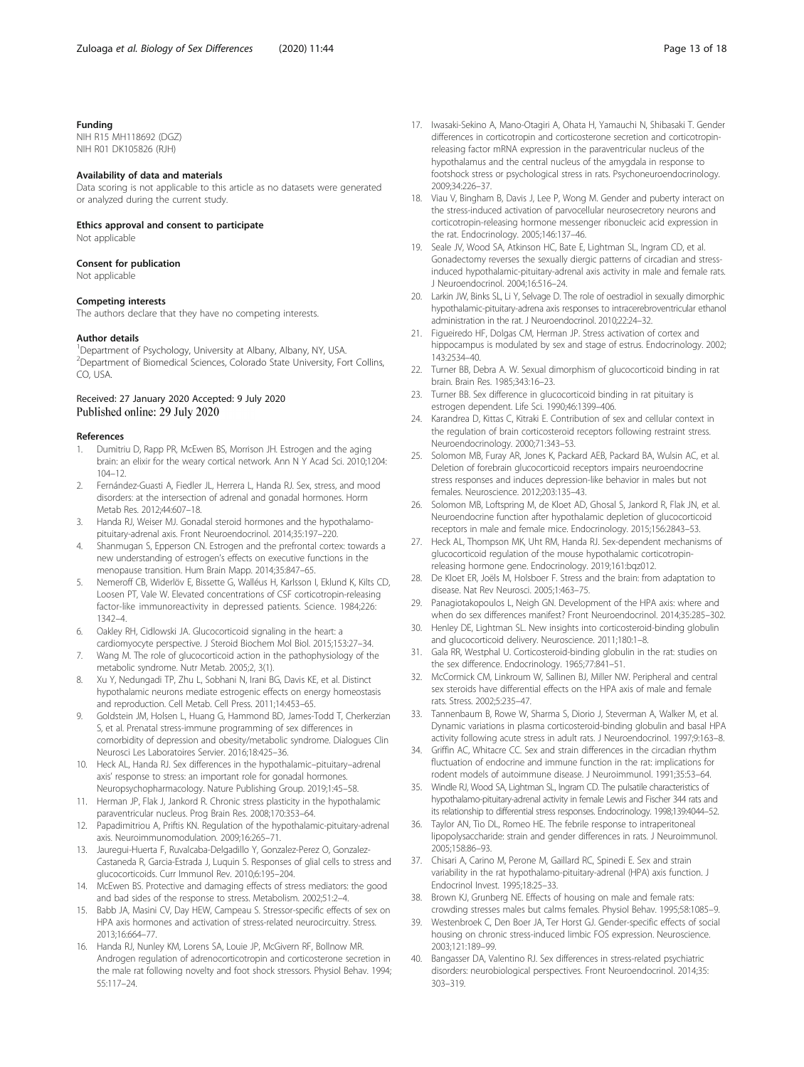### Funding

NIH R15 MH118692 (DGZ)
NIH R01 DK105826 (RJH)

### Availability of data and materials

Data scoring is not applicable to this article as no datasets were generated or analyzed during the current study.

### Ethics approval and consent to participate

Not applicable

### Consent for publication

Not applicable

### Competing interests

The authors declare that they have no competing interests.

### Author details

[1]Department of Psychology, University at Albany, Albany, NY, USA. [2]Department of Biomedical Sciences, Colorado State University, Fort Collins, CO, USA.

Received: 27 January 2020 Accepted: 9 July 2020
Published online: 29 July 2020

### References

1. Dumitriu D, Rapp PR, McEwen BS, Morrison JH. Estrogen and the aging brain: an elixir for the weary cortical network. Ann N Y Acad Sci. 2010;1204: 104–12.
2. Fernández-Guasti A, Fiedler JL, Herrera L, Handa RJ. Sex, stress, and mood disorders: at the intersection of adrenal and gonadal hormones. Horm Metab Res. 2012;44:607–18.
3. Handa RJ, Weiser MJ. Gonadal steroid hormones and the hypothalamo-pituitary-adrenal axis. Front Neuroendocrinol. 2014;35:197–220.
4. Shanmugan S, Epperson CN. Estrogen and the prefrontal cortex: towards a new understanding of estrogen's effects on executive functions in the menopause transition. Hum Brain Mapp. 2014;35:847–65.
5. Nemeroff CB, Widerlöv E, Bissette G, Walléus H, Karlsson I, Eklund K, Kilts CD, Loosen PT, Vale W. Elevated concentrations of CSF corticotropin-releasing factor-like immunoreactivity in depressed patients. Science. 1984;226: 1342–4.
6. Oakley RH, Cidlowski JA. Glucocorticoid signaling in the heart: a cardiomyocyte perspective. J Steroid Biochem Mol Biol. 2015;153:27–34.
7. Wang M. The role of glucocorticoid action in the pathophysiology of the metabolic syndrome. Nutr Metab. 2005;2, 3(1).
8. Xu Y, Nedungadi TP, Zhu L, Sobhani N, Irani BG, Davis KE, et al. Distinct hypothalamic neurons mediate estrogenic effects on energy homeostasis and reproduction. Cell Metab. Cell Press. 2011;14:453–65.
9. Goldstein JM, Holsen L, Huang G, Hammond BD, James-Todd T, Cherkerzian S, et al. Prenatal stress-immune programming of sex differences in comorbidity of depression and obesity/metabolic syndrome. Dialogues Clin Neurosci Les Laboratoires Servier. 2016;18:425–36.
10. Heck AL, Handa RJ. Sex differences in the hypothalamic–pituitary–adrenal axis' response to stress: an important role for gonadal hormones. Neuropsychopharmacology. Nature Publishing Group. 2019;1:45–58.
11. Herman JP, Flak J, Jankord R. Chronic stress plasticity in the hypothalamic paraventricular nucleus. Prog Brain Res. 2008;170:353–64.
12. Papadimitriou A, Priftis KN. Regulation of the hypothalamic-pituitary-adrenal axis. Neuroimmunomodulation. 2009;16:265–71.
13. Jauregui-Huerta F, Ruvalcaba-Delgadillo Y, Gonzalez-Perez O, Gonzalez-Castaneda R, Garcia-Estrada J, Luquin S. Responses of glial cells to stress and glucocorticoids. Curr Immunol Rev. 2010;6:195–204.
14. McEwen BS. Protective and damaging effects of stress mediators: the good and bad sides of the response to stress. Metabolism. 2002;51:2–4.
15. Babb JA, Masini CV, Day HEW, Campeau S. Stressor-specific effects of sex on HPA axis hormones and activation of stress-related neurocircuitry. Stress. 2013;16:664–77.
16. Handa RJ, Nunley KM, Lorens SA, Louie JP, McGivern RF, Bollnow MR. Androgen regulation of adrenocorticotropin and corticosterone secretion in the male rat following novelty and foot shock stressors. Physiol Behav. 1994; 55:117–24.
17. Iwasaki-Sekino A, Mano-Otagiri A, Ohata H, Yamauchi N, Shibasaki T. Gender differences in corticotropin and corticosterone secretion and corticotropin-releasing factor mRNA expression in the paraventricular nucleus of the hypothalamus and the central nucleus of the amygdala in response to footshock stress or psychological stress in rats. Psychoneuroendocrinology. 2009;34:226–37.
18. Viau V, Bingham B, Davis J, Lee P, Wong M. Gender and puberty interact on the stress-induced activation of parvocellular neurosecretory neurons and corticotropin-releasing hormone messenger ribonucleic acid expression in the rat. Endocrinology. 2005;146:137–46.
19. Seale JV, Wood SA, Atkinson HC, Bate E, Lightman SL, Ingram CD, et al. Gonadectomy reverses the sexually diergic patterns of circadian and stress-induced hypothalamic-pituitary-adrenal axis activity in male and female rats. J Neuroendocrinol. 2004;16:516–24.
20. Larkin JW, Binks SL, Li Y, Selvage D. The role of oestradiol in sexually dimorphic hypothalamic-pituitary-adrena axis responses to intracerebroventricular ethanol administration in the rat. J Neuroendocrinol. 2010;22:24–32.
21. Figueiredo HF, Dolgas CM, Herman JP. Stress activation of cortex and hippocampus is modulated by sex and stage of estrus. Endocrinology. 2002; 143:2534–40.
22. Turner BB, Debra A. W. Sexual dimorphism of glucocorticoid binding in rat brain. Brain Res. 1985;343:16–23.
23. Turner BB. Sex difference in glucocorticoid binding in rat pituitary is estrogen dependent. Life Sci. 1990;46:1399–406.
24. Karandrea D, Kittas C, Kitraki E. Contribution of sex and cellular context in the regulation of brain corticosteroid receptors following restraint stress. Neuroendocrinology. 2000;71:343–53.
25. Solomon MB, Furay AR, Jones K, Packard AEB, Packard BA, Wulsin AC, et al. Deletion of forebrain glucocorticoid receptors impairs neuroendocrine stress responses and induces depression-like behavior in males but not females. Neuroscience. 2012;203:135–43.
26. Solomon MB, Loftspring M, de Kloet AD, Ghosal S, Jankord R, Flak JN, et al. Neuroendocrine function after hypothalamic depletion of glucocorticoid receptors in male and female mice. Endocrinology. 2015;156:2843–53.
27. Heck AL, Thompson MK, Uht RM, Handa RJ. Sex-dependent mechanisms of glucocorticoid regulation of the mouse hypothalamic corticotropin-releasing hormone gene. Endocrinology. 2019;161:bqz012.
28. De Kloet ER, Joëls M, Holsboer F. Stress and the brain: from adaptation to disease. Nat Rev Neurosci. 2005;1:463–75.
29. Panagiotakopoulos L, Neigh GN. Development of the HPA axis: where and when do sex differences manifest? Front Neuroendocrinol. 2014;35:285–302.
30. Henley DE, Lightman SL. New insights into corticosteroid-binding globulin and glucocorticoid delivery. Neuroscience. 2011;180:1–8.
31. Gala RR, Westphal U. Corticosteroid-binding globulin in the rat: studies on the sex difference. Endocrinology. 1965;77:841–51.
32. McCormick CM, Linkroum W, Sallinen BJ, Miller NW. Peripheral and central sex steroids have differential effects on the HPA axis of male and female rats. Stress. 2002;5:235–47.
33. Tannenbaum B, Rowe W, Sharma S, Diorio J, Steverman A, Walker M, et al. Dynamic variations in plasma corticosteroid-binding globulin and basal HPA activity following acute stress in adult rats. J Neuroendocrinol. 1997;9:163–8.
34. Griffin AC, Whitacre CC. Sex and strain differences in the circadian rhythm fluctuation of endocrine and immune function in the rat: implications for rodent models of autoimmune disease. J Neuroimmunol. 1991;35:53–64.
35. Windle RJ, Wood SA, Lightman SL, Ingram CD. The pulsatile characteristics of hypothalamo-pituitary-adrenal activity in female Lewis and Fischer 344 rats and its relationship to differential stress responses. Endocrinology. 1998;139:4044–52.
36. Taylor AN, Tio DL, Romeo HE. The febrile response to intraperitoneal lipopolysaccharide: strain and gender differences in rats. J Neuroimmunol. 2005;158:86–93.
37. Chisari A, Carino M, Perone M, Gaillard RC, Spinedi E. Sex and strain variability in the rat hypothalamo-pituitary-adrenal (HPA) axis function. J Endocrinol Invest. 1995;18:25–33.
38. Brown KJ, Grunberg NE. Effects of housing on male and female rats: crowding stresses males but calms females. Physiol Behav. 1995;58:1085–9.
39. Westenbroek C, Den Boer JA, Ter Horst GJ. Gender-specific effects of social housing on chronic stress-induced limbic FOS expression. Neuroscience. 2003;121:189–99.
40. Bangasser DA, Valentino RJ. Sex differences in stress-related psychiatric disorders: neurobiological perspectives. Front Neuroendocrinol. 2014;35: 303–319.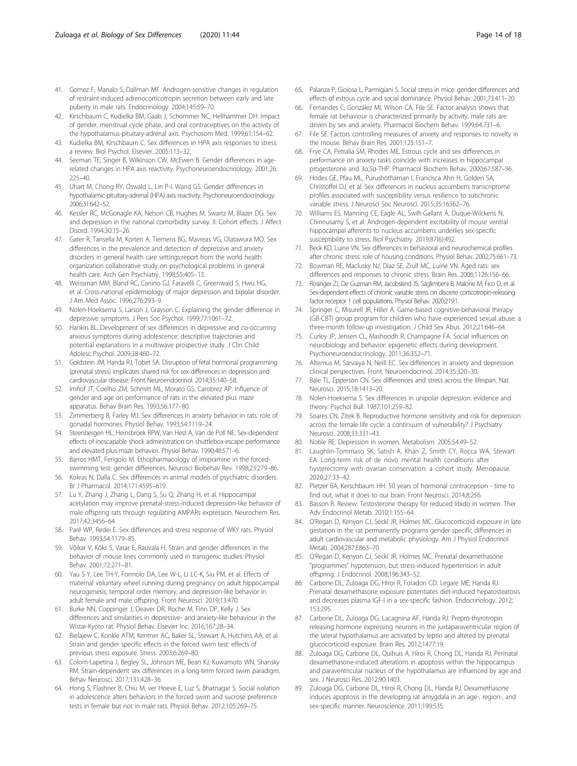41. Gomez F, Manalo S, Dallman MF. Androgen-sensitive changes in regulation of restraint-induced adrenocorticotropin secretion between early and late puberty in male rats. Endocrinology. 2004;145:59–70.
42. Kirschbaum C, Kudielka BM, Gaab J, Schommer NC, Hellhammer DH. Impact of gender, menstrual cycle phase, and oral contraceptives on the activity of the hypothalamus-pituitary-adrenal axis. Psychosom Med. 1999;61:154–62.
43. Kudielka BM, Kirschbaum C. Sex differences in HPA axis responses to stress: a review. Biol Psychol. Elsevier. 2005:113–32.
44. Seeman TE, Singer B, Wilkinson CW, McEwen B. Gender differences in age-related changes in HPA axis reactivity. Psychoneuroendocrinology. 2001;26: 225–40.
45. Uhart M, Chong RY, Oswald L, Lin P-I. Wand GS. Gender differences in hypothalamic-pituitary-adrenal (HPA) axis reactivity. Psychoneuroendocrinology. 2006;31:642–52.
46. Kessler RC, McGonagle KA, Nelson CB, Hughes M, Swartz M, Blazer DG. Sex and depression in the national comorbidity survey. II: Cohort effects. J Affect Disord. 1994;30:15–26.
47. Gater R, Tansella M, Korten A, Tiemens BG, Mavreas VG, Olatawura MO. Sex differences in the prevalence and detection of depressive and anxiety disorders in general health care settings:report from the world health organization collaborative study on psychological problems in general health care. Arch Gen Psychiatry. 1998;55:405–13.
48. Weissman MM, Bland RC, Canino GJ, Faravelli C, Greenwald S, Hwu HG, et al. Cross-national epidemiology of major depression and bipolar disorder. J Am Med Assoc. 1996;276:293–9.
49. Nolen-Hoeksema S, Larson J, Grayson C. Explaining the gender difference in depressive symptoms. J Pers Soc Psychol. 1999;77:1061–72.
50. Hankin BL. Development of sex differences in depressive and co-occurring anxious symptoms during adolescence: descriptive trajectories and potential explanations in a multiwave prospective study. J Clin Child Adolesc Psychol. 2009;38:460–72.
51. Goldstein JM, Handa RJ, Tobet SA. Disruption of fetal hormonal programming (prenatal stress) implicates shared risk for sex differences in depression and cardiovascular disease. Front Neuroendocrinol. 2014;35:140–58.
52. Imhof JT, Coelho ZM, Schmitt ML, Morato GS, Carobrez AP. Influence of gender and age on performance of rats in the elevated plus maze apparatus. Behav Brain Res. 1993;56:177–80.
53. Zimmerberg B, Farley MJ. Sex differences in anxiety behavior in rats: role of gonadal hormones. Physiol Behav. 1993;54:1119–24.
54. Steenbergen HL, Heinsbroek RPW, Van Hest A, Van de Poll NE. Sex-dependent effects of inescapable shock administration on shuttlebox-escape performance and elevated plus-maze behavior. Physiol Behav. 1990;48:571–6.
55. Barros HMT, Ferigolo M. Ethopharmacology of imipramine in the forced-swimming test: gender differences. Neurosci Biobehav Rev. 1998;23:279–86.
56. Kokras N, Dalla C. Sex differences in animal models of psychiatric disorders. Br J Pharmacol. 2014;171:4595–619.
57. Lu Y, Zhang J, Zhang L, Dang S, Su Q, Zhang H, et al. Hippocampal acetylation may improve prenatal-stress-induced depression-like behavior of male offspring rats through regulating AMPARs expression. Neurochem Res. 2017;42:3456–64.
58. Paré WP, Redei E. Sex differences and stress response of WKY rats. Physiol Behav. 1993;54:1179–85.
59. Võikar V, Kõks S, Vasar E, Rauvala H. Strain and gender differences in the behavior of mouse lines commonly used in transgenic studies. Physiol Behav. 2001;72:271–81.
60. Yau S-Y, Lee TH-Y, Formolo DA, Lee W-L, Li LC-K, Siu PM, et al. Effects of maternal voluntary wheel running during pregnancy on adult hippocampal neurogenesis, temporal order memory, and depression-like behavior in adult female and male offspring. Front Neurosci. 2019;13:470.
61. Burke NN, Coppinger J, Deaver DR, Roche M, Finn DP, Kelly J. Sex differences and similarities in depressive- and anxiety-like behaviour in the Wistar-Kyoto rat. Physiol Behav. Elsevier Inc. 2016;167:28–34.
62. Bielajew C, Konkle ATM, Kentner AC, Baker SL, Stewart A, Hutchins AA, et al. Strain and gender specific effects in the forced swim test: effects of previous stress exposure. Stress. 2003;6:269–80.
63. Colom-Lapetina J, Begley SL, Johnson ME, Bean KJ, Kuwamoto WN, Shansky RM. Strain-dependent sex differences in a long-term forced swim paradigm. Behav Neurosci. 2017;131:428–36.
64. Hong S, Flashner B, Chiu M, ver Hoeve E, Luz S, Bhatnagar S. Social isolation in adolescence alters behaviors in the forced swim and sucrose preference tests in female but not in male rats. Physiol Behav. 2012;105:269–75.
65. Palanza P, Gioiosa L, Parmigiani S. Social stress in mice: gender differences and effects of estrous cycle and social dominance. Physiol Behav. 2001;73:411–20.
66. Fernandes C, González MI, Wilson CA, File SE. Factor analysis shows that female rat behaviour is characterized primarily by activity, male rats are driven by sex and anxiety. Pharmacol Biochem Behav. 1999;64:731–6.
67. File SE. Factors controlling measures of anxiety and responses to novelty in the mouse. Behav Brain Res. 2001;125:151–7.
68. Frye CA, Petralia SM, Rhodes ME. Estrous cycle and sex differences in performance on anxiety tasks coincide with increases in hippocampal progesterone and 3α,5α-THP. Pharmacol Biochem Behav. 2000;67:587–96.
69. Hodes GE, Pfau ML, Purushothaman I, Francisca Ahn H, Golden SA, Christoffel DJ, et al. Sex differences in nucleus accumbens transcriptome profiles associated with susceptibility versus resilience to subchronic variable stress. J Neurosci Soc Neurosci. 2015;35:16362–76.
70. Williams ES, Manning CE, Eagle AL, Swift-Gallant A, Duque-Wilckens N, Chinnusamy S, et al. Androgen-dependent excitability of mouse ventral hippocampal afferents to nucleus accumbens underlies sex-specific susceptibility to stress. Biol Psychiatry. 2019;87(6):492.
71. Beck KD, Luine VN. Sex differences in behavioral and neurochemical profiles after chronic stress: role of housing conditions. Physiol Behav. 2002;75:661–73.
72. Bowman RE, Maclusky NJ, Diaz SE, Zrull MC, Luine VN. Aged rats: sex differences and responses to chronic stress. Brain Res. 2006;1126:156–66.
73. Rosinger ZJ, De Guzman RM, Jacobskind JS, Saglimbeni B, Malone M, Fico D, et al. Sex-dependent effects of chronic variable stress on discrete corticotropin-releasing factor receptor 1 cell populations. Physiol Behav. 2020;219:1.
74. Springer C, Misurell JR, Hiller A. Game-based cognitive-behavioral therapy (GB-CBT) group program for children who have experienced sexual abuse: a three-month follow-up investigation. J Child Sex Abus. 2012;21:646–64.
75. Curley JP, Jensen CL, Mashoodh R, Champagne FA. Social influences on neurobiology and behavior: epigenetic effects during development. Psychoneuroendocrinology. 2011;36:352–71.
76. Altemus M, Sarvaiya N, Neill EC. Sex differences in anxiety and depression clinical perspectives. Front. Neuroendocrinol. 2014;35:320–30.
77. Bale TL, Epperson CN. Sex differences and stress across the lifespan. Nat. Neurosci. 2015;18:1413–20.
78. Nolen-Hoeksema S. Sex differences in unipolar depression: evidence and theory. Psychol Bull. 1987;101:259–82.
79. Soares CN, Zitek B. Reproductive hormone sensitivity and risk for depression across the female life cycle: a continuum of vulnerability? J Psychiatry Neurosci. 2008;33:331–43.
80. Noble RE. Depression in women. Metabolism. 2005;54:49–52.
81. Laughlin-Tommaso SK, Satish A, Khan Z, Smith CY, Rocca WA, Stewart EA. Long-term risk of de novo mental health conditions after hysterectomy with ovarian conservation: a cohort study. Menopause. 2020;27:33–42.
82. Pletzer BA, Kerschbaum HH. 50 years of hormonal contraception - time to find out, what it does to our brain. Front Neurosci. 2014;8:256.
83. Basson R. Review: Testosterone therapy for reduced libido in women. Ther Adv Endocrinol Metab. 2010;1:155–64.
84. O'Regan D, Kenyon CJ, Seckl JR, Holmes MC. Glucocorticoid exposure in late gestation in the rat permanently programs gender-specific differences in adult cardiovascular and metabolic physiology. Am J Physiol Endocrinol Metab. 2004;287:E863–70.
85. O'Regan D, Kenyon CJ, Seckl JR, Holmes MC. Prenatal dexamethasone "programmes" hypotension, but stress-induced hypertension in adult offspring. J Endocrinol. 2008;196:343–52.
86. Carbone DL, Zuloaga DG, Hiroi R, Foradori CD, Legare ME, Handa RJ. Prenatal dexamethasone exposure potentiates diet-induced hepatosteatosis and decreases plasma IGF-I in a sex-specific fashion. Endocrinology. 2012; 153:295.
87. Carbone DL, Zuloaga DG, Lacagnina AF, Handa RJ. Prepro-thyrotropin releasing hormone expressing neurons in the juxtaparaventricular region of the lateral hypothalamus are activated by leptin and altered by prenatal glucocorticoid exposure. Brain Res. 2012;1477:19.
88. Zuloaga DG, Carbone DL, Quihuis A, Hiroi R, Chong DL, Handa RJ. Perinatal dexamethasone-induced alterations in apoptosis within the hippocampus and paraventricular nucleus of the hypothalamus are influenced by age and sex. J Neurosci Res. 2012;90:1403.
89. Zuloaga DG, Carbone DL, Hiroi R, Chong DL, Handa RJ. Dexamethasone induces apoptosis in the developing rat amygdala in an age-, region-, and sex-specific manner. Neuroscience. 2011;199:535.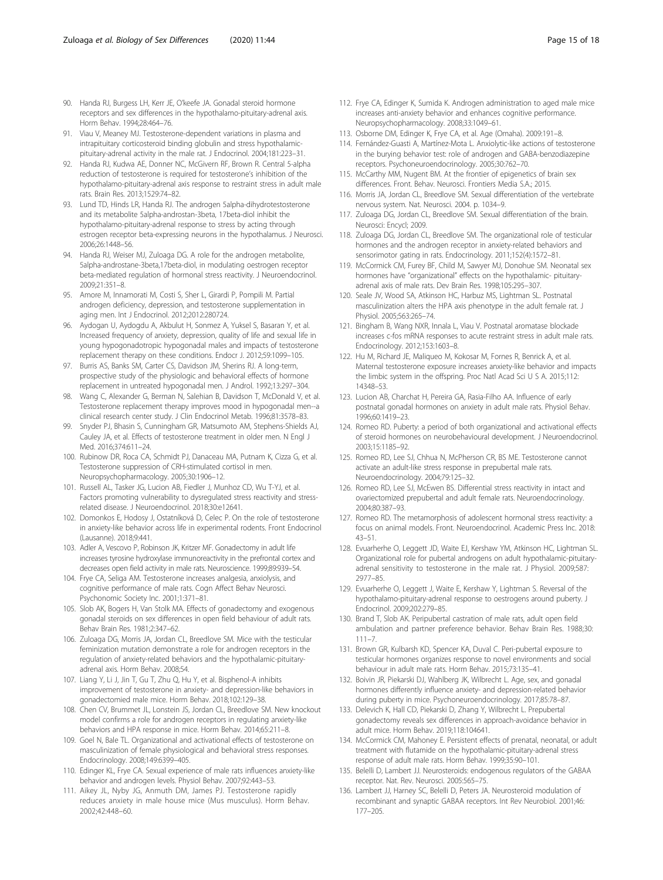90. Handa RJ, Burgess LH, Kerr JE, O'keefe JA. Gonadal steroid hormone receptors and sex differences in the hypothalamo-pituitary-adrenal axis. Horm Behav. 1994;28:464–76.
91. Viau V, Meaney MJ. Testosterone-dependent variations in plasma and intrapituitary corticosteroid binding globulin and stress hypothalamic-pituitary-adrenal activity in the male rat. J Endocrinol. 2004;181:223–31.
92. Handa RJ, Kudwa AE, Donner NC, McGivern RF, Brown R. Central 5-alpha reduction of testosterone is required for testosterone's inhibition of the hypothalamo-pituitary-adrenal axis response to restraint stress in adult male rats. Brain Res. 2013;1529:74–82.
93. Lund TD, Hinds LR, Handa RJ. The androgen 5alpha-dihydrotestosterone and its metabolite 5alpha-androstan-3beta, 17beta-diol inhibit the hypothalamo-pituitary-adrenal response to stress by acting through estrogen receptor beta-expressing neurons in the hypothalamus. J Neurosci. 2006;26:1448–56.
94. Handa RJ, Weiser MJ, Zuloaga DG. A role for the androgen metabolite, 5alpha-androstane-3beta,17beta-diol, in modulating oestrogen receptor beta-mediated regulation of hormonal stress reactivity. J Neuroendocrinol. 2009;21:351–8.
95. Amore M, Innamorati M, Costi S, Sher L, Girardi P, Pompili M. Partial androgen deficiency, depression, and testosterone supplementation in aging men. Int J Endocrinol. 2012;2012:280724.
96. Aydogan U, Aydogdu A, Akbulut H, Sonmez A, Yuksel S, Basaran Y, et al. Increased frequency of anxiety, depression, quality of life and sexual life in young hypogonadotropic hypogonadal males and impacts of testosterone replacement therapy on these conditions. Endocr J. 2012;59:1099–105.
97. Burris AS, Banks SM, Carter CS, Davidson JM, Sherins RJ. A long-term, prospective study of the physiologic and behavioral effects of hormone replacement in untreated hypogonadal men. J Androl. 1992;13:297–304.
98. Wang C, Alexander G, Berman N, Salehian B, Davidson T, McDonald V, et al. Testosterone replacement therapy improves mood in hypogonadal men--a clinical research center study. J Clin Endocrinol Metab. 1996;81:3578–83.
99. Snyder PJ, Bhasin S, Cunningham GR, Matsumoto AM, Stephens-Shields AJ, Cauley JA, et al. Effects of testosterone treatment in older men. N Engl J Med. 2016;374:611–24.
100. Rubinow DR, Roca CA, Schmidt PJ, Danaceau MA, Putnam K, Cizza G, et al. Testosterone suppression of CRH-stimulated cortisol in men. Neuropsychopharmacology. 2005;30:1906–12.
101. Russell AL, Tasker JG, Lucion AB, Fiedler J, Munhoz CD, Wu T-YJ, et al. Factors promoting vulnerability to dysregulated stress reactivity and stress-related disease. J Neuroendocrinol. 2018;30:e12641.
102. Domonkos E, Hodosy J, Ostatníková D, Celec P. On the role of testosterone in anxiety-like behavior across life in experimental rodents. Front Endocrinol (Lausanne). 2018;9:441.
103. Adler A, Vescovo P, Robinson JK, Kritzer MF. Gonadectomy in adult life increases tyrosine hydroxylase immunoreactivity in the prefrontal cortex and decreases open field activity in male rats. Neuroscience. 1999;89:939–54.
104. Frye CA, Seliga AM. Testosterone increases analgesia, anxiolysis, and cognitive performance of male rats. Cogn Affect Behav Neurosci. Psychonomic Society Inc. 2001;1:371–81.
105. Slob AK, Bogers H, Van Stolk MA. Effects of gonadectomy and exogenous gonadal steroids on sex differences in open field behaviour of adult rats. Behav Brain Res. 1981;2:347–62.
106. Zuloaga DG, Morris JA, Jordan CL, Breedlove SM. Mice with the testicular feminization mutation demonstrate a role for androgen receptors in the regulation of anxiety-related behaviors and the hypothalamic-pituitary-adrenal axis. Horm Behav. 2008;54.
107. Liang Y, Li J, Jin T, Gu T, Zhu Q, Hu Y, et al. Bisphenol-A inhibits improvement of testosterone in anxiety- and depression-like behaviors in gonadectomied male mice. Horm Behav. 2018;102:129–38.
108. Chen CV, Brummet JL, Lonstein JS, Jordan CL, Breedlove SM. New knockout model confirms a role for androgen receptors in regulating anxiety-like behaviors and HPA response in mice. Horm Behav. 2014;65:211–8.
109. Goel N, Bale TL. Organizational and activational effects of testosterone on masculinization of female physiological and behavioral stress responses. Endocrinology. 2008;149:6399–405.
110. Edinger KL, Frye CA. Sexual experience of male rats influences anxiety-like behavior and androgen levels. Physiol Behav. 2007;92:443–53.
111. Aikey JL, Nyby JG, Anmuth DM, James PJ. Testosterone rapidly reduces anxiety in male house mice (Mus musculus). Horm Behav. 2002;42:448–60.
112. Frye CA, Edinger K, Sumida K. Androgen administration to aged male mice increases anti-anxiety behavior and enhances cognitive performance. Neuropsychopharmacology. 2008;33:1049–61.
113. Osborne DM, Edinger K, Frye CA, et al. Age (Omaha). 2009:191–8.
114. Fernández-Guasti A, Martínez-Mota L. Anxiolytic-like actions of testosterone in the burying behavior test: role of androgen and GABA-benzodiazepine receptors. Psychoneuroendocrinology. 2005;30:762–70.
115. McCarthy MM, Nugent BM. At the frontier of epigenetics of brain sex differences. Front. Behav. Neurosci. Frontiers Media S.A.; 2015.
116. Morris JA, Jordan CL, Breedlove SM. Sexual differentiation of the vertebrate nervous system. Nat. Neurosci. 2004. p. 1034–9.
117. Zuloaga DG, Jordan CL, Breedlove SM. Sexual differentiation of the brain. Neurosci: Encycl; 2009.
118. Zuloaga DG, Jordan CL, Breedlove SM. The organizational role of testicular hormones and the androgen receptor in anxiety-related behaviors and sensorimotor gating in rats. Endocrinology. 2011;152(4):1572–81.
119. McCormick CM, Furey BF, Child M, Sawyer MJ, Donohue SM. Neonatal sex hormones have "organizational" effects on the hypothalamic- pituitary-adrenal axis of male rats. Dev Brain Res. 1998;105:295–307.
120. Seale JV, Wood SA, Atkinson HC, Harbuz MS, Lightman SL. Postnatal masculinization alters the HPA axis phenotype in the adult female rat. J Physiol. 2005;563:265–74.
121. Bingham B, Wang NXR, Innala L, Viau V. Postnatal aromatase blockade increases c-fos mRNA responses to acute restraint stress in adult male rats. Endocrinology. 2012;153:1603–8.
122. Hu M, Richard JE, Maliqueo M, Kokosar M, Fornes R, Benrick A, et al. Maternal testosterone exposure increases anxiety-like behavior and impacts the limbic system in the offspring. Proc Natl Acad Sci U S A. 2015;112: 14348–53.
123. Lucion AB, Charchat H, Pereira GA, Rasia-Filho AA. Influence of early postnatal gonadal hormones on anxiety in adult male rats. Physiol Behav. 1996;60:1419–23.
124. Romeo RD. Puberty: a period of both organizational and activational effects of steroid hormones on neurobehavioural development. J Neuroendocrinol. 2003;15:1185–92.
125. Romeo RD, Lee SJ, Chhua N, McPherson CR, BS ME. Testosterone cannot activate an adult-like stress response in prepubertal male rats. Neuroendocrinology. 2004;79:125–32.
126. Romeo RD, Lee SJ, McEwen BS. Differential stress reactivity in intact and ovariectomized prepubertal and adult female rats. Neuroendocrinology. 2004;80:387–93.
127. Romeo RD. The metamorphosis of adolescent hormonal stress reactivity: a focus on animal models. Front. Neuroendocrinol. Academic Press Inc. 2018: 43–51.
128. Evuarherhe O, Leggett JD, Waite EJ, Kershaw YM, Atkinson HC, Lightman SL. Organizational role for pubertal androgens on adult hypothalamic-pituitary-adrenal sensitivity to testosterone in the male rat. J Physiol. 2009;587: 2977–85.
129. Evuarherhe O, Leggett J, Waite E, Kershaw Y, Lightman S. Reversal of the hypothalamo-pituitary-adrenal response to oestrogens around puberty. J Endocrinol. 2009;202:279–85.
130. Brand T, Slob AK. Peripubertal castration of male rats, adult open field ambulation and partner preference behavior. Behav Brain Res. 1988;30: 111–7.
131. Brown GR, Kulbarsh KD, Spencer KA, Duval C. Peri-pubertal exposure to testicular hormones organizes response to novel environments and social behaviour in adult male rats. Horm Behav. 2015;73:135–41.
132. Boivin JR, Piekarski DJ, Wahlberg JK, Wilbrecht L. Age, sex, and gonadal hormones differently influence anxiety- and depression-related behavior during puberty in mice. Psychoneuroendocrinology. 2017;85:78–87.
133. Delevich K, Hall CD, Piekarski D, Zhang Y, Wilbrecht L. Prepubertal gonadectomy reveals sex differences in approach-avoidance behavior in adult mice. Horm Behav. 2019;118:104641.
134. McCormick CM, Mahoney E. Persistent effects of prenatal, neonatal, or adult treatment with flutamide on the hypothalamic-pituitary-adrenal stress response of adult male rats. Horm Behav. 1999;35:90–101.
135. Belelli D, Lambert JJ. Neurosteroids: endogenous regulators of the GABAA receptor. Nat. Rev. Neurosci. 2005:565–75.
136. Lambert JJ, Harney SC, Belelli D, Peters JA. Neurosteroid modulation of recombinant and synaptic GABAA receptors. Int Rev Neurobiol. 2001;46: 177–205.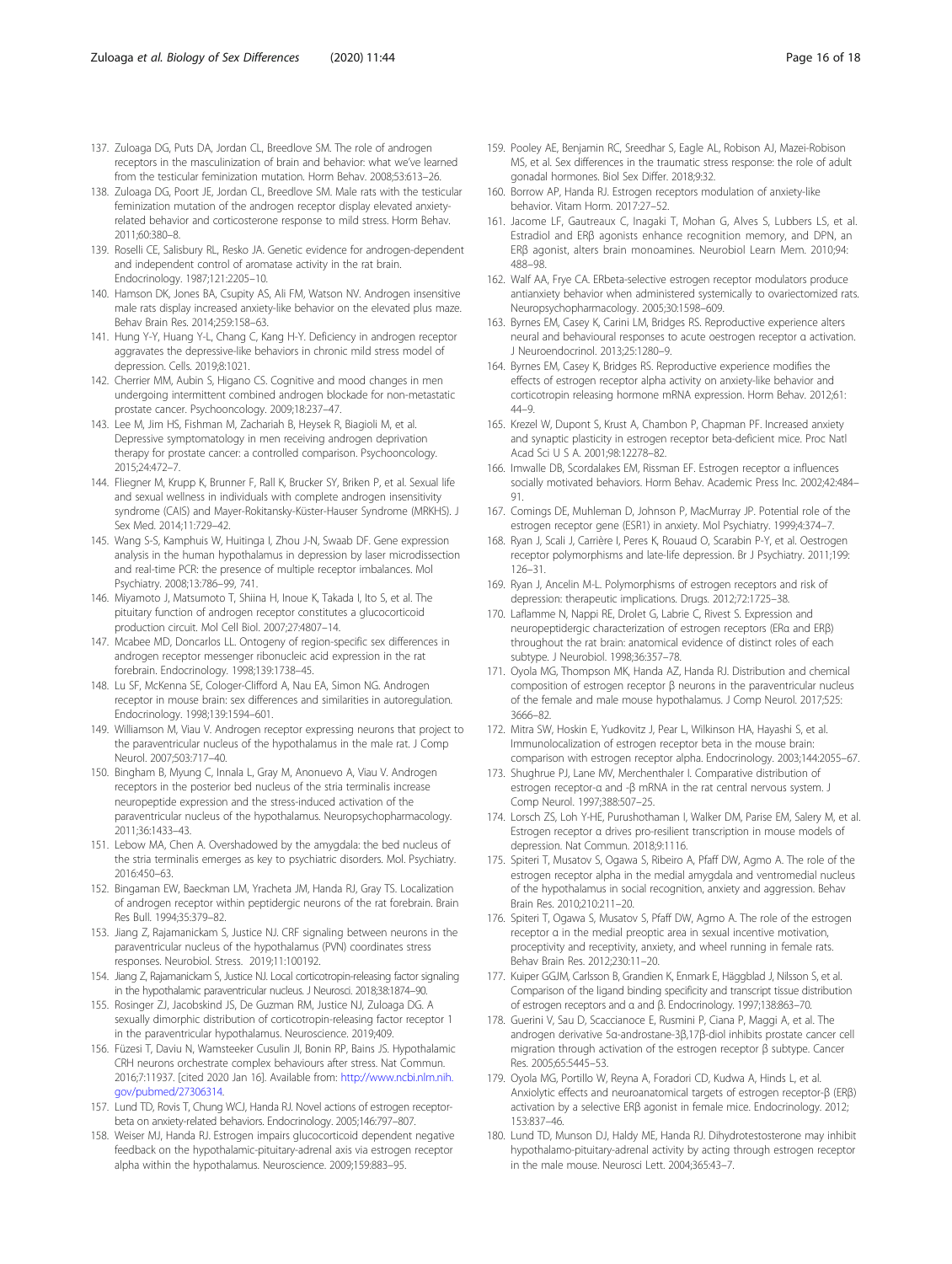137. Zuloaga DG, Puts DA, Jordan CL, Breedlove SM. The role of androgen receptors in the masculinization of brain and behavior: what we've learned from the testicular feminization mutation. Horm Behav. 2008;53:613–26.
138. Zuloaga DG, Poort JE, Jordan CL, Breedlove SM. Male rats with the testicular feminization mutation of the androgen receptor display elevated anxiety-related behavior and corticosterone response to mild stress. Horm Behav. 2011;60:380–8.
139. Roselli CE, Salisbury RL, Resko JA. Genetic evidence for androgen-dependent and independent control of aromatase activity in the rat brain. Endocrinology. 1987;121:2205–10.
140. Hamson DK, Jones BA, Csupity AS, Ali FM, Watson NV. Androgen insensitive male rats display increased anxiety-like behavior on the elevated plus maze. Behav Brain Res. 2014;259:158–63.
141. Hung Y-Y, Huang Y-L, Chang C, Kang H-Y. Deficiency in androgen receptor aggravates the depressive-like behaviors in chronic mild stress model of depression. Cells. 2019;8:1021.
142. Cherrier MM, Aubin S, Higano CS. Cognitive and mood changes in men undergoing intermittent combined androgen blockade for non-metastatic prostate cancer. Psychooncology. 2009;18:237–47.
143. Lee M, Jim HS, Fishman M, Zachariah B, Heysek R, Biagioli M, et al. Depressive symptomatology in men receiving androgen deprivation therapy for prostate cancer: a controlled comparison. Psychooncology. 2015;24:472–7.
144. Fliegner M, Krupp K, Brunner F, Rall K, Brucker SY, Briken P, et al. Sexual life and sexual wellness in individuals with complete androgen insensitivity syndrome (CAIS) and Mayer-Rokitansky-Küster-Hauser Syndrome (MRKHS). J Sex Med. 2014;11:729–42.
145. Wang S-S, Kamphuis W, Huitinga I, Zhou J-N, Swaab DF. Gene expression analysis in the human hypothalamus in depression by laser microdissection and real-time PCR: the presence of multiple receptor imbalances. Mol Psychiatry. 2008;13:786–99, 741.
146. Miyamoto J, Matsumoto T, Shiina H, Inoue K, Takada I, Ito S, et al. The pituitary function of androgen receptor constitutes a glucocorticoid production circuit. Mol Cell Biol. 2007;27:4807–14.
147. Mcabee MD, Doncarlos LL. Ontogeny of region-specific sex differences in androgen receptor messenger ribonucleic acid expression in the rat forebrain. Endocrinology. 1998;139:1738–45.
148. Lu SF, McKenna SE, Cologer-Clifford A, Nau EA, Simon NG. Androgen receptor in mouse brain: sex differences and similarities in autoregulation. Endocrinology. 1998;139:1594–601.
149. Williamson M, Viau V. Androgen receptor expressing neurons that project to the paraventricular nucleus of the hypothalamus in the male rat. J Comp Neurol. 2007;503:717–40.
150. Bingham B, Myung C, Innala L, Gray M, Anonuevo A, Viau V. Androgen receptors in the posterior bed nucleus of the stria terminalis increase neuropeptide expression and the stress-induced activation of the paraventricular nucleus of the hypothalamus. Neuropsychopharmacology. 2011;36:1433–43.
151. Lebow MA, Chen A. Overshadowed by the amygdala: the bed nucleus of the stria terminalis emerges as key to psychiatric disorders. Mol. Psychiatry. 2016:450–63.
152. Bingaman EW, Baeckman LM, Yracheta JM, Handa RJ, Gray TS. Localization of androgen receptor within peptidergic neurons of the rat forebrain. Brain Res Bull. 1994;35:379–82.
153. Jiang Z, Rajamanickam S, Justice NJ. CRF signaling between neurons in the paraventricular nucleus of the hypothalamus (PVN) coordinates stress responses. Neurobiol. Stress. 2019;11:100192.
154. Jiang Z, Rajamanickam S, Justice NJ. Local corticotropin-releasing factor signaling in the hypothalamic paraventricular nucleus. J Neurosci. 2018;38:1874–90.
155. Rosinger ZJ, Jacobskind JS, De Guzman RM, Justice NJ, Zuloaga DG. A sexually dimorphic distribution of corticotropin-releasing factor receptor 1 in the paraventricular hypothalamus. Neuroscience. 2019;409.
156. Füzesi T, Daviu N, Wamsteeker Cusulin JI, Bonin RP, Bains JS. Hypothalamic CRH neurons orchestrate complex behaviours after stress. Nat Commun. 2016;7:11937. [cited 2020 Jan 16]. Available from: http://www.ncbi.nlm.nih.gov/pubmed/27306314.
157. Lund TD, Rovis T, Chung WCJ, Handa RJ. Novel actions of estrogen receptor-beta on anxiety-related behaviors. Endocrinology. 2005;146:797–807.
158. Weiser MJ, Handa RJ. Estrogen impairs glucocorticoid dependent negative feedback on the hypothalamic-pituitary-adrenal axis via estrogen receptor alpha within the hypothalamus. Neuroscience. 2009;159:883–95.
159. Pooley AE, Benjamin RC, Sreedhar S, Eagle AL, Robison AJ, Mazei-Robison MS, et al. Sex differences in the traumatic stress response: the role of adult gonadal hormones. Biol Sex Differ. 2018;9:32.
160. Borrow AP, Handa RJ. Estrogen receptors modulation of anxiety-like behavior. Vitam Horm. 2017:27–52.
161. Jacome LF, Gautreaux C, Inagaki T, Mohan G, Alves S, Lubbers LS, et al. Estradiol and ERβ agonists enhance recognition memory, and DPN, an ERβ agonist, alters brain monoamines. Neurobiol Learn Mem. 2010;94:488–98.
162. Walf AA, Frye CA. ERbeta-selective estrogen receptor modulators produce antianxiety behavior when administered systemically to ovariectomized rats. Neuropsychopharmacology. 2005;30:1598–609.
163. Byrnes EM, Casey K, Carini LM, Bridges RS. Reproductive experience alters neural and behavioural responses to acute oestrogen receptor α activation. J Neuroendocrinol. 2013;25:1280–9.
164. Byrnes EM, Casey K, Bridges RS. Reproductive experience modifies the effects of estrogen receptor alpha activity on anxiety-like behavior and corticotropin releasing hormone mRNA expression. Horm Behav. 2012;61:44–9.
165. Krezel W, Dupont S, Krust A, Chambon P, Chapman PF. Increased anxiety and synaptic plasticity in estrogen receptor beta-deficient mice. Proc Natl Acad Sci U S A. 2001;98:12278–82.
166. Imwalle DB, Scordalakes EM, Rissman EF. Estrogen receptor α influences socially motivated behaviors. Horm Behav. Academic Press Inc. 2002;42:484–91.
167. Comings DE, Muhleman D, Johnson P, MacMurray JP. Potential role of the estrogen receptor gene (ESR1) in anxiety. Mol Psychiatry. 1999;4:374–7.
168. Ryan J, Scali J, Carrière I, Peres K, Rouaud O, Scarabin P-Y, et al. Oestrogen receptor polymorphisms and late-life depression. Br J Psychiatry. 2011;199:126–31.
169. Ryan J, Ancelin M-L. Polymorphisms of estrogen receptors and risk of depression: therapeutic implications. Drugs. 2012;72:1725–38.
170. Laflamme N, Nappi RE, Drolet G, Labrie C, Rivest S. Expression and neuropeptidergic characterization of estrogen receptors (ERα and ERβ) throughout the rat brain: anatomical evidence of distinct roles of each subtype. J Neurobiol. 1998;36:357–78.
171. Oyola MG, Thompson MK, Handa AZ, Handa RJ. Distribution and chemical composition of estrogen receptor β neurons in the paraventricular nucleus of the female and male mouse hypothalamus. J Comp Neurol. 2017;525:3666–82.
172. Mitra SW, Hoskin E, Yudkovitz J, Pear L, Wilkinson HA, Hayashi S, et al. Immunolocalization of estrogen receptor beta in the mouse brain: comparison with estrogen receptor alpha. Endocrinology. 2003;144:2055–67.
173. Shughrue PJ, Lane MV, Merchenthaler I. Comparative distribution of estrogen receptor-α and -β mRNA in the rat central nervous system. J Comp Neurol. 1997;388:507–25.
174. Lorsch ZS, Loh Y-HE, Purushothaman I, Walker DM, Parise EM, Salery M, et al. Estrogen receptor α drives pro-resilient transcription in mouse models of depression. Nat Commun. 2018;9:1116.
175. Spiteri T, Musatov S, Ogawa S, Ribeiro A, Pfaff DW, Agmo A. The role of the estrogen receptor alpha in the medial amygdala and ventromedial nucleus of the hypothalamus in social recognition, anxiety and aggression. Behav Brain Res. 2010;210:211–20.
176. Spiteri T, Ogawa S, Musatov S, Pfaff DW, Agmo A. The role of the estrogen receptor α in the medial preoptic area in sexual incentive motivation, proceptivity and receptivity, anxiety, and wheel running in female rats. Behav Brain Res. 2012;230:11–20.
177. Kuiper GGJM, Carlsson B, Grandien K, Enmark E, Häggblad J, Nilsson S, et al. Comparison of the ligand binding specificity and transcript tissue distribution of estrogen receptors and α and β. Endocrinology. 1997;138:863–70.
178. Guerini V, Sau D, Scaccianoce E, Rusmini P, Ciana P, Maggi A, et al. The androgen derivative 5α-androstane-3β,17β-diol inhibits prostate cancer cell migration through activation of the estrogen receptor β subtype. Cancer Res. 2005;65:5445–53.
179. Oyola MG, Portillo W, Reyna A, Foradori CD, Kudwa A, Hinds L, et al. Anxiolytic effects and neuroanatomical targets of estrogen receptor-β (ERβ) activation by a selective ERβ agonist in female mice. Endocrinology. 2012;153:837–46.
180. Lund TD, Munson DJ, Haldy ME, Handa RJ. Dihydrotestosterone may inhibit hypothalamo-pituitary-adrenal activity by acting through estrogen receptor in the male mouse. Neurosci Lett. 2004;365:43–7.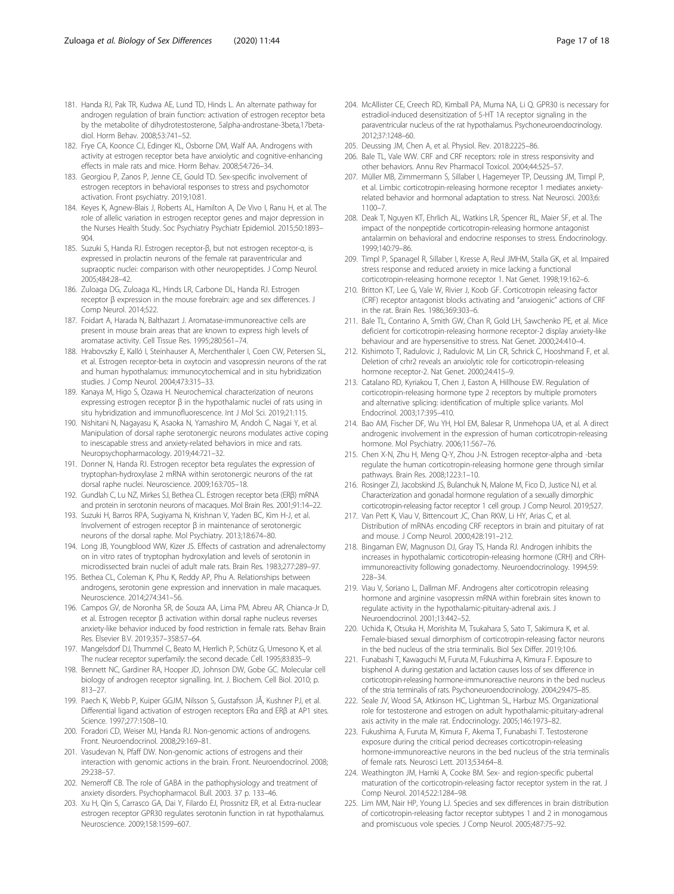181. Handa RJ, Pak TR, Kudwa AE, Lund TD, Hinds L. An alternate pathway for androgen regulation of brain function: activation of estrogen receptor beta by the metabolite of dihydrotestosterone, 5alpha-androstane-3beta,17beta-diol. Horm Behav. 2008;53:741–52.
182. Frye CA, Koonce CJ, Edinger KL, Osborne DM, Walf AA. Androgens with activity at estrogen receptor beta have anxiolytic and cognitive-enhancing effects in male rats and mice. Horm Behav. 2008;54:726–34.
183. Georgiou P, Zanos P, Jenne CE, Gould TD. Sex-specific involvement of estrogen receptors in behavioral responses to stress and psychomotor activation. Front psychiatry. 2019;10:81.
184. Keyes K, Agnew-Blais J, Roberts AL, Hamilton A, De Vivo I, Ranu H, et al. The role of allelic variation in estrogen receptor genes and major depression in the Nurses Health Study. Soc Psychiatry Psychiatr Epidemiol. 2015;50:1893–904.
185. Suzuki S, Handa RJ. Estrogen receptor-β, but not estrogen receptor-α, is expressed in prolactin neurons of the female rat paraventricular and supraoptic nuclei: comparison with other neuropeptides. J Comp Neurol. 2005;484:28–42.
186. Zuloaga DG, Zuloaga KL, Hinds LR, Carbone DL, Handa RJ. Estrogen receptor β expression in the mouse forebrain: age and sex differences. J Comp Neurol. 2014;522.
187. Foidart A, Harada N, Balthazart J. Aromatase-immunoreactive cells are present in mouse brain areas that are known to express high levels of aromatase activity. Cell Tissue Res. 1995;280:561–74.
188. Hrabovszky E, Kalló I, Steinhauser A, Merchenthaler I, Coen CW, Petersen SL, et al. Estrogen receptor-beta in oxytocin and vasopressin neurons of the rat and human hypothalamus: immunocytochemical and in situ hybridization studies. J Comp Neurol. 2004;473:315–33.
189. Kanaya M, Higo S, Ozawa H. Neurochemical characterization of neurons expressing estrogen receptor β in the hypothalamic nuclei of rats using in situ hybridization and immunofluorescence. Int J Mol Sci. 2019;21:115.
190. Nishitani N, Nagayasu K, Asaoka N, Yamashiro M, Andoh C, Nagai Y, et al. Manipulation of dorsal raphe serotonergic neurons modulates active coping to inescapable stress and anxiety-related behaviors in mice and rats. Neuropsychopharmacology. 2019;44:721–32.
191. Donner N, Handa RJ. Estrogen receptor beta regulates the expression of tryptophan-hydroxylase 2 mRNA within serotonergic neurons of the rat dorsal raphe nuclei. Neuroscience. 2009;163:705–18.
192. Gundlah C, Lu NZ, Mirkes SJ, Bethea CL. Estrogen receptor beta (ERβ) mRNA and protein in serotonin neurons of macaques. Mol Brain Res. 2001;91:14–22.
193. Suzuki H, Barros RPA, Sugiyama N, Krishnan V, Yaden BC, Kim H-J, et al. Involvement of estrogen receptor β in maintenance of serotonergic neurons of the dorsal raphe. Mol Psychiatry. 2013;18:674–80.
194. Long JB, Youngblood WW, Kizer JS. Effects of castration and adrenalectomy on in vitro rates of tryptophan hydroxylation and levels of serotonin in microdissected brain nuclei of adult male rats. Brain Res. 1983;277:289–97.
195. Bethea CL, Coleman K, Phu K, Reddy AP, Phu A. Relationships between androgens, serotonin gene expression and innervation in male macaques. Neuroscience. 2014;274:341–56.
196. Campos GV, de Noronha SR, de Souza AA, Lima PM, Abreu AR, Chianca-Jr D, et al. Estrogen receptor β activation within dorsal raphe nucleus reverses anxiety-like behavior induced by food restriction in female rats. Behav Brain Res. Elsevier B.V. 2019;357–358:57–64.
197. Mangelsdorf DJ, Thummel C, Beato M, Herrlich P, Schütz G, Umesono K, et al. The nuclear receptor superfamily: the second decade. Cell. 1995;83:835–9.
198. Bennett NC, Gardiner RA, Hooper JD, Johnson DW, Gobe GC. Molecular cell biology of androgen receptor signalling. Int. J. Biochem. Cell Biol. 2010; p. 813–27.
199. Paech K, Webb P, Kuiper GGJM, Nilsson S, Gustafsson JÅ, Kushner PJ, et al. Differential ligand activation of estrogen receptors ERα and ERβ at AP1 sites. Science. 1997;277:1508–10.
200. Foradori CD, Weiser MJ, Handa RJ. Non-genomic actions of androgens. Front. Neuroendocrinol. 2008;29:169–81.
201. Vasudevan N, Pfaff DW. Non-genomic actions of estrogens and their interaction with genomic actions in the brain. Front. Neuroendocrinol. 2008; 29:238–57.
202. Nemeroff CB. The role of GABA in the pathophysiology and treatment of anxiety disorders. Psychopharmacol. Bull. 2003. 37 p. 133–46.
203. Xu H, Qin S, Carrasco GA, Dai Y, Filardo EJ, Prossnitz ER, et al. Extra-nuclear estrogen receptor GPR30 regulates serotonin function in rat hypothalamus. Neuroscience. 2009;158:1599–607.
204. McAllister CE, Creech RD, Kimball PA, Muma NA, Li Q. GPR30 is necessary for estradiol-induced desensitization of 5-HT 1A receptor signaling in the paraventricular nucleus of the rat hypothalamus. Psychoneuroendocrinology. 2012;37:1248–60.
205. Deussing JM, Chen A, et al. Physiol. Rev. 2018:2225–86.
206. Bale TL, Vale WW. CRF and CRF receptors: role in stress responsivity and other behaviors. Annu Rev Pharmacol Toxicol. 2004;44:525–57.
207. Müller MB, Zimmermann S, Sillaber I, Hagemeyer TP, Deussing JM, Timpl P, et al. Limbic corticotropin-releasing hormone receptor 1 mediates anxiety-related behavior and hormonal adaptation to stress. Nat Neurosci. 2003;6: 1100–7.
208. Deak T, Nguyen KT, Ehrlich AL, Watkins LR, Spencer RL, Maier SF, et al. The impact of the nonpeptide corticotropin-releasing hormone antagonist antalarmin on behavioral and endocrine responses to stress. Endocrinology. 1999;140:79–86.
209. Timpl P, Spanagel R, Sillaber I, Kresse A, Reul JMHM, Stalla GK, et al. Impaired stress response and reduced anxiety in mice lacking a functional corticotropin-releasing hormone receptor 1. Nat Genet. 1998;19:162–6.
210. Britton KT, Lee G, Vale W, Rivier J, Koob GF. Corticotropin releasing factor (CRF) receptor antagonist blocks activating and "anxiogenic" actions of CRF in the rat. Brain Res. 1986;369:303–6.
211. Bale TL, Contarino A, Smith GW, Chan R, Gold LH, Sawchenko PE, et al. Mice deficient for corticotropin-releasing hormone receptor-2 display anxiety-like behaviour and are hypersensitive to stress. Nat Genet. 2000;24:410–4.
212. Kishimoto T, Radulovic J, Radulovic M, Lin CR, Schrick C, Hooshmand F, et al. Deletion of crhr2 reveals an anxiolytic role for corticotropin-releasing hormone receptor-2. Nat Genet. 2000;24:415–9.
213. Catalano RD, Kyriakou T, Chen J, Easton A, Hillhouse EW. Regulation of corticotropin-releasing hormone type 2 receptors by multiple promoters and alternative splicing: identification of multiple splice variants. Mol Endocrinol. 2003;17:395–410.
214. Bao AM, Fischer DF, Wu YH, Hol EM, Balesar R, Unmehopa UA, et al. A direct androgenic involvement in the expression of human corticotropin-releasing hormone. Mol Psychiatry. 2006;11:567–76.
215. Chen X-N, Zhu H, Meng Q-Y, Zhou J-N. Estrogen receptor-alpha and -beta regulate the human corticotropin-releasing hormone gene through similar pathways. Brain Res. 2008;1223:1–10.
216. Rosinger ZJ, Jacobskind JS, Bulanchuk N, Malone M, Fico D, Justice NJ, et al. Characterization and gonadal hormone regulation of a sexually dimorphic corticotropin-releasing factor receptor 1 cell group. J Comp Neurol. 2019;527.
217. Van Pett K, Viau V, Bittencourt JC, Chan RKW, Li HY, Arias C, et al. Distribution of mRNAs encoding CRF receptors in brain and pituitary of rat and mouse. J Comp Neurol. 2000;428:191–212.
218. Bingaman EW, Magnuson DJ, Gray TS, Handa RJ. Androgen inhibits the increases in hypothalamic corticotropin-releasing hormone (CRH) and CRH-immunoreactivity following gonadectomy. Neuroendocrinology. 1994;59: 228–34.
219. Viau V, Soriano L, Dallman MF. Androgens alter corticotropin releasing hormone and arginine vasopressin mRNA within forebrain sites known to regulate activity in the hypothalamic-pituitary-adrenal axis. J Neuroendocrinol. 2001;13:442–52.
220. Uchida K, Otsuka H, Morishita M, Tsukahara S, Sato T, Sakimura K, et al. Female-biased sexual dimorphism of corticotropin-releasing factor neurons in the bed nucleus of the stria terminalis. Biol Sex Differ. 2019;10:6.
221. Funabashi T, Kawaguchi M, Furuta M, Fukushima A, Kimura F. Exposure to bisphenol A during gestation and lactation causes loss of sex difference in corticotropin-releasing hormone-immunoreactive neurons in the bed nucleus of the stria terminalis of rats. Psychoneuroendocrinology. 2004;29:475–85.
222. Seale JV, Wood SA, Atkinson HC, Lightman SL, Harbuz MS. Organizational role for testosterone and estrogen on adult hypothalamic-pituitary-adrenal axis activity in the male rat. Endocrinology. 2005;146:1973–82.
223. Fukushima A, Furuta M, Kimura F, Akema T, Funabashi T. Testosterone exposure during the critical period decreases corticotropin-releasing hormone-immunoreactive neurons in the bed nucleus of the stria terminalis of female rats. Neurosci Lett. 2013;534:64–8.
224. Weathington JM, Hamki A, Cooke BM. Sex- and region-specific pubertal maturation of the corticotropin-releasing factor receptor system in the rat. J Comp Neurol. 2014;522:1284–98.
225. Lim MM, Nair HP, Young LJ. Species and sex differences in brain distribution of corticotropin-releasing factor receptor subtypes 1 and 2 in monogamous and promiscuous vole species. J Comp Neurol. 2005;487:75–92.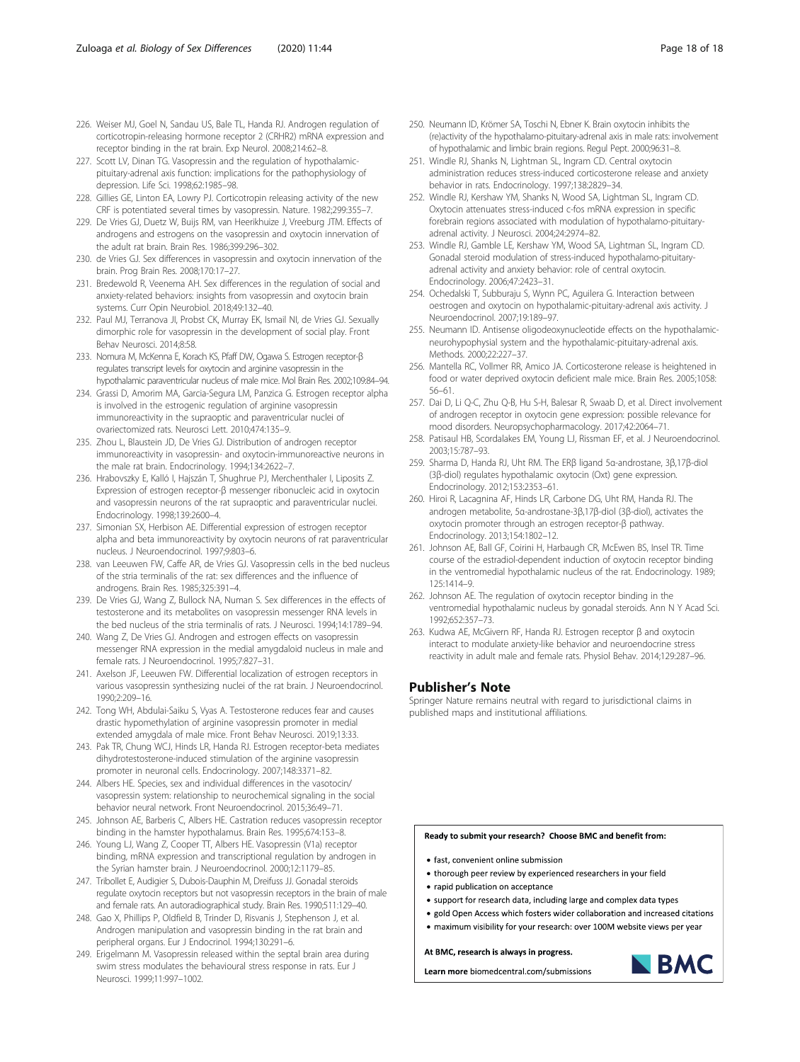226. Weiser MJ, Goel N, Sandau US, Bale TL, Handa RJ. Androgen regulation of corticotropin-releasing hormone receptor 2 (CRHR2) mRNA expression and receptor binding in the rat brain. Exp Neurol. 2008;214:62–8.
227. Scott LV, Dinan TG. Vasopressin and the regulation of hypothalamic-pituitary-adrenal axis function: implications for the pathophysiology of depression. Life Sci. 1998;62:1985–98.
228. Gillies GE, Linton EA, Lowry PJ. Corticotropin releasing activity of the new CRF is potentiated several times by vasopressin. Nature. 1982;299:355–7.
229. De Vries GJ, Duetz W, Buijs RM, van Heerikhuize J, Vreeburg JTM. Effects of androgens and estrogens on the vasopressin and oxytocin innervation of the adult rat brain. Brain Res. 1986;399:296–302.
230. de Vries GJ. Sex differences in vasopressin and oxytocin innervation of the brain. Prog Brain Res. 2008;170:17–27.
231. Bredewold R, Veenema AH. Sex differences in the regulation of social and anxiety-related behaviors: insights from vasopressin and oxytocin brain systems. Curr Opin Neurobiol. 2018;49:132–40.
232. Paul MJ, Terranova JI, Probst CK, Murray EK, Ismail NI, de Vries GJ. Sexually dimorphic role for vasopressin in the development of social play. Front Behav Neurosci. 2014;8:58.
233. Nomura M, McKenna E, Korach KS, Pfaff DW, Ogawa S. Estrogen receptor-β regulates transcript levels for oxytocin and arginine vasopressin in the hypothalamic paraventricular nucleus of male mice. Mol Brain Res. 2002;109:84–94.
234. Grassi D, Amorim MA, Garcia-Segura LM, Panzica G. Estrogen receptor alpha is involved in the estrogenic regulation of arginine vasopressin immunoreactivity in the supraoptic and paraventricular nuclei of ovariectomized rats. Neurosci Lett. 2010;474:135–9.
235. Zhou L, Blaustein JD, De Vries GJ. Distribution of androgen receptor immunoreactivity in vasopressin- and oxytocin-immunoreactive neurons in the male rat brain. Endocrinology. 1994;134:2622–7.
236. Hrabovszky E, Kalló I, Hajszán T, Shughrue PJ, Merchenthaler I, Liposits Z. Expression of estrogen receptor-β messenger ribonucleic acid in oxytocin and vasopressin neurons of the rat supraoptic and paraventricular nuclei. Endocrinology. 1998;139:2600–4.
237. Simonian SX, Herbison AE. Differential expression of estrogen receptor alpha and beta immunoreactivity by oxytocin neurons of rat paraventricular nucleus. J Neuroendocrinol. 1997;9:803–6.
238. van Leeuwen FW, Caffe AR, de Vries GJ. Vasopressin cells in the bed nucleus of the stria terminalis of the rat: sex differences and the influence of androgens. Brain Res. 1985;325:391–4.
239. De Vries GJ, Wang Z, Bullock NA, Numan S. Sex differences in the effects of testosterone and its metabolites on vasopressin messenger RNA levels in the bed nucleus of the stria terminalis of rats. J Neurosci. 1994;14:1789–94.
240. Wang Z, De Vries GJ. Androgen and estrogen effects on vasopressin messenger RNA expression in the medial amygdaloid nucleus in male and female rats. J Neuroendocrinol. 1995;7:827–31.
241. Axelson JF, Leeuwen FW. Differential localization of estrogen receptors in various vasopressin synthesizing nuclei of the rat brain. J Neuroendocrinol. 1990;2:209–16.
242. Tong WH, Abdulai-Saiku S, Vyas A. Testosterone reduces fear and causes drastic hypomethylation of arginine vasopressin promoter in medial extended amygdala of male mice. Front Behav Neurosci. 2019;13:33.
243. Pak TR, Chung WCJ, Hinds LR, Handa RJ. Estrogen receptor-beta mediates dihydrotestosterone-induced stimulation of the arginine vasopressin promoter in neuronal cells. Endocrinology. 2007;148:3371–82.
244. Albers HE. Species, sex and individual differences in the vasotocin/vasopressin system: relationship to neurochemical signaling in the social behavior neural network. Front Neuroendocrinol. 2015;36:49–71.
245. Johnson AE, Barberis C, Albers HE. Castration reduces vasopressin receptor binding in the hamster hypothalamus. Brain Res. 1995;674:153–8.
246. Young LJ, Wang Z, Cooper TT, Albers HE. Vasopressin (V1a) receptor binding, mRNA expression and transcriptional regulation by androgen in the Syrian hamster brain. J Neuroendocrinol. 2000;12:1179–85.
247. Tribollet E, Audigier S, Dubois-Dauphin M, Dreifuss JJ. Gonadal steroids regulate oxytocin receptors but not vasopressin receptors in the brain of male and female rats. An autoradiographical study. Brain Res. 1990;511:129–40.
248. Gao X, Phillips P, Oldfield B, Trinder D, Risvanis J, Stephenson J, et al. Androgen manipulation and vasopressin binding in the rat brain and peripheral organs. Eur J Endocrinol. 1994;130:291–6.
249. Erigelmann M. Vasopressin released within the septal brain area during swim stress modulates the behavioural stress response in rats. Eur J Neurosci. 1999;11:997–1002.
250. Neumann ID, Krömer SA, Toschi N, Ebner K. Brain oxytocin inhibits the (re)activity of the hypothalamo-pituitary-adrenal axis in male rats: involvement of hypothalamic and limbic brain regions. Regul Pept. 2000;96:31–8.
251. Windle RJ, Shanks N, Lightman SL, Ingram CD. Central oxytocin administration reduces stress-induced corticosterone release and anxiety behavior in rats. Endocrinology. 1997;138:2829–34.
252. Windle RJ, Kershaw YM, Shanks N, Wood SA, Lightman SL, Ingram CD. Oxytocin attenuates stress-induced c-fos mRNA expression in specific forebrain regions associated with modulation of hypothalamo-pituitary-adrenal activity. J Neurosci. 2004;24:2974–82.
253. Windle RJ, Gamble LE, Kershaw YM, Wood SA, Lightman SL, Ingram CD. Gonadal steroid modulation of stress-induced hypothalamo-pituitary-adrenal activity and anxiety behavior: role of central oxytocin. Endocrinology. 2006;47:2423–31.
254. Ochedalski T, Subburaju S, Wynn PC, Aguilera G. Interaction between oestrogen and oxytocin on hypothalamic-pituitary-adrenal axis activity. J Neuroendocrinol. 2007;19:189–97.
255. Neumann ID. Antisense oligodeoxynucleotide effects on the hypothalamic-neurohypophysial system and the hypothalamic-pituitary-adrenal axis. Methods. 2000;22:227–37.
256. Mantella RC, Vollmer RR, Amico JA. Corticosterone release is heightened in food or water deprived oxytocin deficient male mice. Brain Res. 2005;1058: 56–61.
257. Dai D, Li Q-C, Zhu Q-B, Hu S-H, Balesar R, Swaab D, et al. Direct involvement of androgen receptor in oxytocin gene expression: possible relevance for mood disorders. Neuropsychopharmacology. 2017;42:2064–71.
258. Patisaul HB, Scordalakes EM, Young LJ, Rissman EF, et al. J Neuroendocrinol. 2003;15:787–93.
259. Sharma D, Handa RJ, Uht RM. The ERβ ligand 5α-androstane, 3β,17β-diol (3β-diol) regulates hypothalamic oxytocin (Oxt) gene expression. Endocrinology. 2012;153:2353–61.
260. Hiroi R, Lacagnina AF, Hinds LR, Carbone DG, Uht RM, Handa RJ. The androgen metabolite, 5α-androstane-3β,17β-diol (3β-diol), activates the oxytocin promoter through an estrogen receptor-β pathway. Endocrinology. 2013;154:1802–12.
261. Johnson AE, Ball GF, Coirini H, Harbaugh CR, McEwen BS, Insel TR. Time course of the estradiol-dependent induction of oxytocin receptor binding in the ventromedial hypothalamic nucleus of the rat. Endocrinology. 1989; 125:1414–9.
262. Johnson AE. The regulation of oxytocin receptor binding in the ventromedial hypothalamic nucleus by gonadal steroids. Ann N Y Acad Sci. 1992;652:357–73.
263. Kudwa AE, McGivern RF, Handa RJ. Estrogen receptor β and oxytocin interact to modulate anxiety-like behavior and neuroendocrine stress reactivity in adult male and female rats. Physiol Behav. 2014;129:287–96.

## Publisher's Note

Springer Nature remains neutral with regard to jurisdictional claims in published maps and institutional affiliations.

**Ready to submit your research? Choose BMC and benefit from:**

- fast, convenient online submission
- thorough peer review by experienced researchers in your field
- rapid publication on acceptance
- support for research data, including large and complex data types
- gold Open Access which fosters wider collaboration and increased citations
- maximum visibility for your research: over 100M website views per year

**At BMC, research is always in progress.**

**Learn more** biomedcentral.com/submissions

BMC